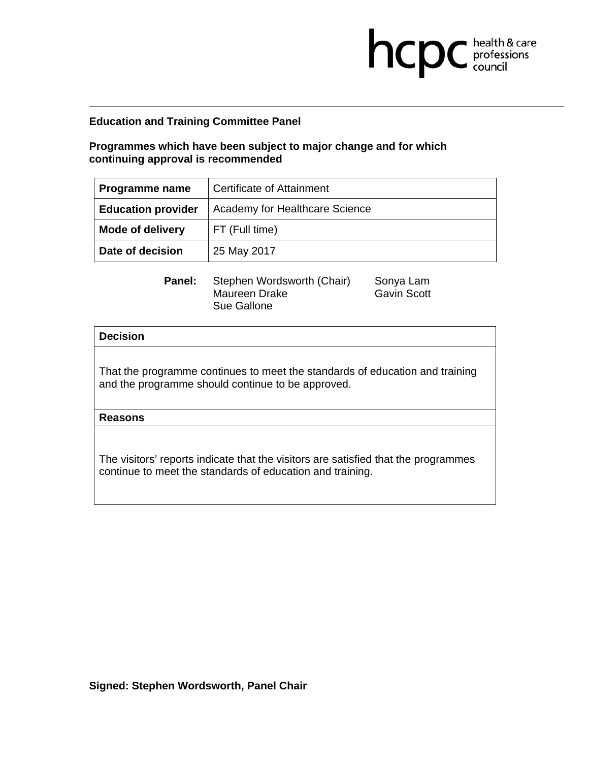**Education and Training Committee Panel**

**Programmes which have been subject to major change and for which continuing approval is recommended**

| **Programme name** | Certificate of Attainment |
| --- | --- |
| **Education provider** | Academy for Healthcare Science |
| **Mode of delivery** | FT (Full time) |
| **Date of decision** | 25 May 2017 |

**Panel:** Stephen Wordsworth (Chair), Maureen Drake, Sue Gallone, Sonya Lam, Gavin Scott

| **Decision** |
| --- |
| That the programme continues to meet the standards of education and training and the programme should continue to be approved. |
| **Reasons** |
| The visitors' reports indicate that the visitors are satisfied that the programmes continue to meet the standards of education and training. |

**Signed: Stephen Wordsworth, Panel Chair**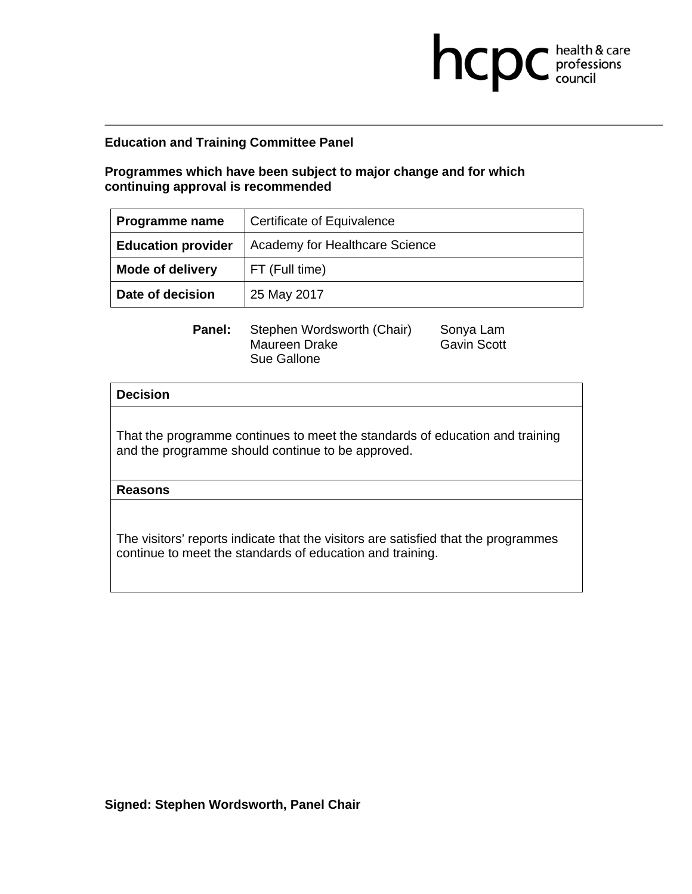**Education and Training Committee Panel**

**Programmes which have been subject to major change and for which continuing approval is recommended**

| **Programme name** | Certificate of Equivalence |
|---|---|
| **Education provider** | Academy for Healthcare Science |
| **Mode of delivery** | FT (Full time) |
| **Date of decision** | 25 May 2017 |

**Panel:** Stephen Wordsworth (Chair), Maureen Drake, Sue Gallone, Sonya Lam, Gavin Scott

| **Decision** |
|---|
| That the programme continues to meet the standards of education and training and the programme should continue to be approved. |
| **Reasons** |
| The visitors' reports indicate that the visitors are satisfied that the programmes continue to meet the standards of education and training. |

**Signed: Stephen Wordsworth, Panel Chair**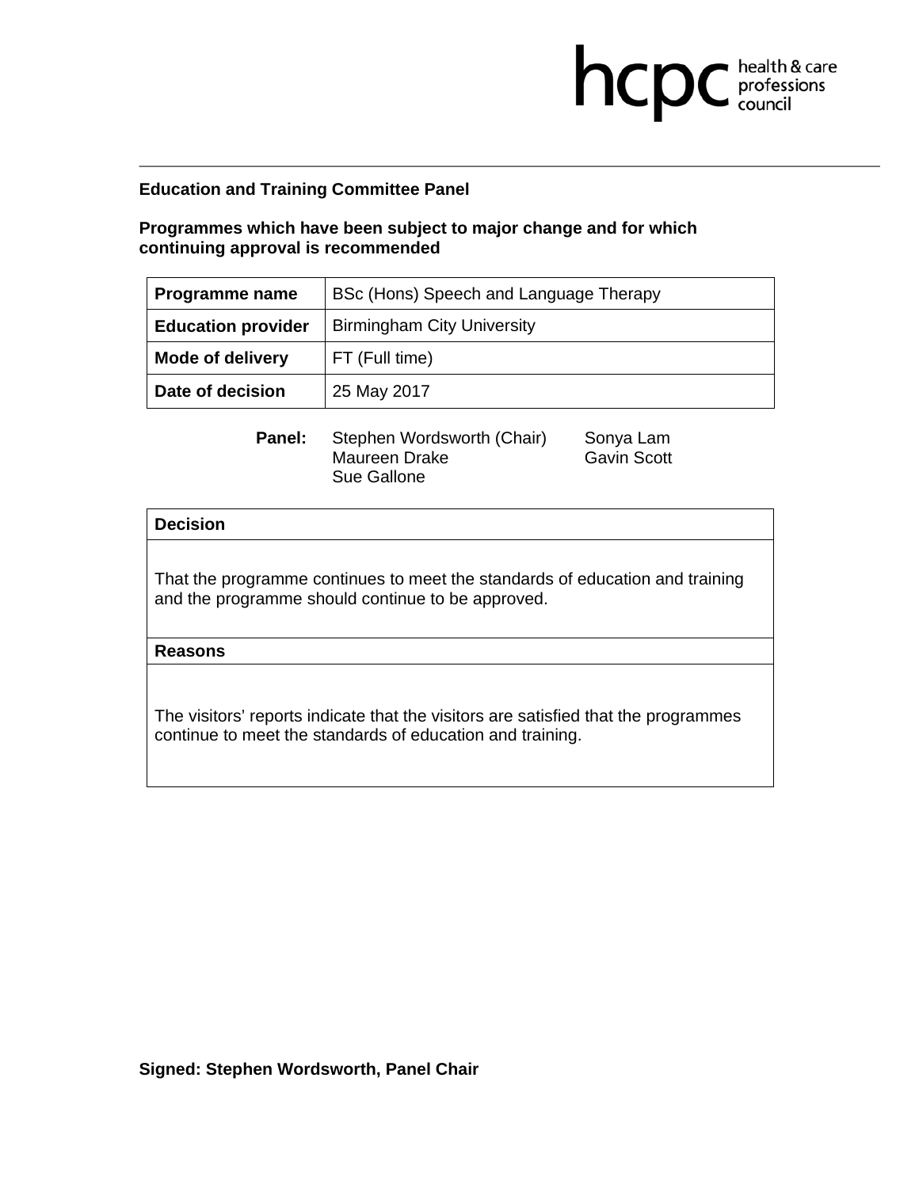hcpc health & care professions council

**Education and Training Committee Panel**

**Programmes which have been subject to major change and for which continuing approval is recommended**

| **Programme name** | BSc (Hons) Speech and Language Therapy |
|---|---|
| **Education provider** | Birmingham City University |
| **Mode of delivery** | FT (Full time) |
| **Date of decision** | 25 May 2017 |

**Panel:** Stephen Wordsworth (Chair), Maureen Drake, Sue Gallone, Sonya Lam, Gavin Scott

| **Decision** |
|---|
| That the programme continues to meet the standards of education and training and the programme should continue to be approved. |
| **Reasons** |
| The visitors' reports indicate that the visitors are satisfied that the programmes continue to meet the standards of education and training. |

**Signed: Stephen Wordsworth, Panel Chair**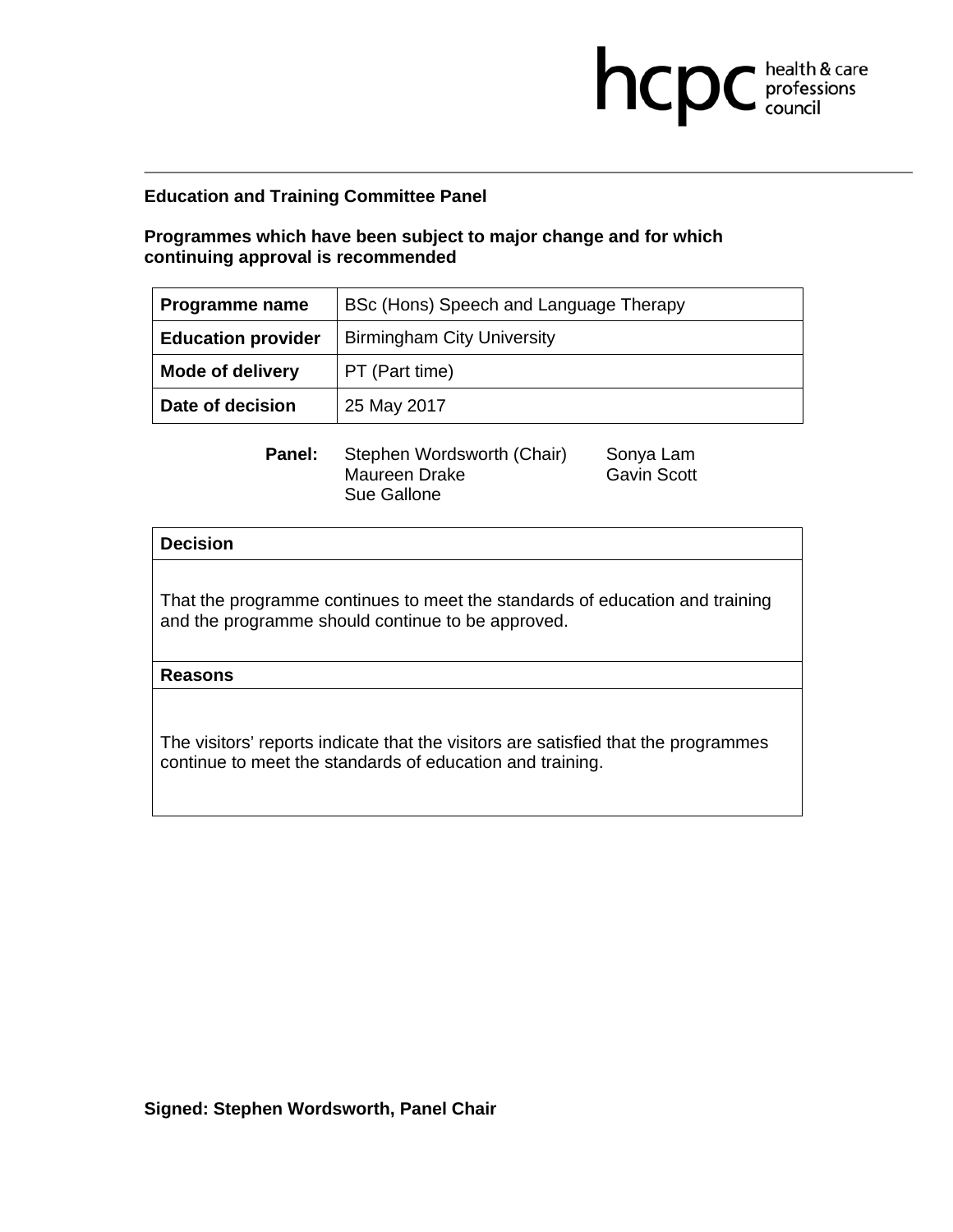**Education and Training Committee Panel**

**Programmes which have been subject to major change and for which continuing approval is recommended**

| **Programme name** | BSc (Hons) Speech and Language Therapy |
|---|---|
| **Education provider** | Birmingham City University |
| **Mode of delivery** | PT (Part time) |
| **Date of decision** | 25 May 2017 |

**Panel:** Stephen Wordsworth (Chair), Maureen Drake, Sue Gallone, Sonya Lam, Gavin Scott

| **Decision** |
|---|
| That the programme continues to meet the standards of education and training and the programme should continue to be approved. |
| **Reasons** |
| The visitors' reports indicate that the visitors are satisfied that the programmes continue to meet the standards of education and training. |

**Signed: Stephen Wordsworth, Panel Chair**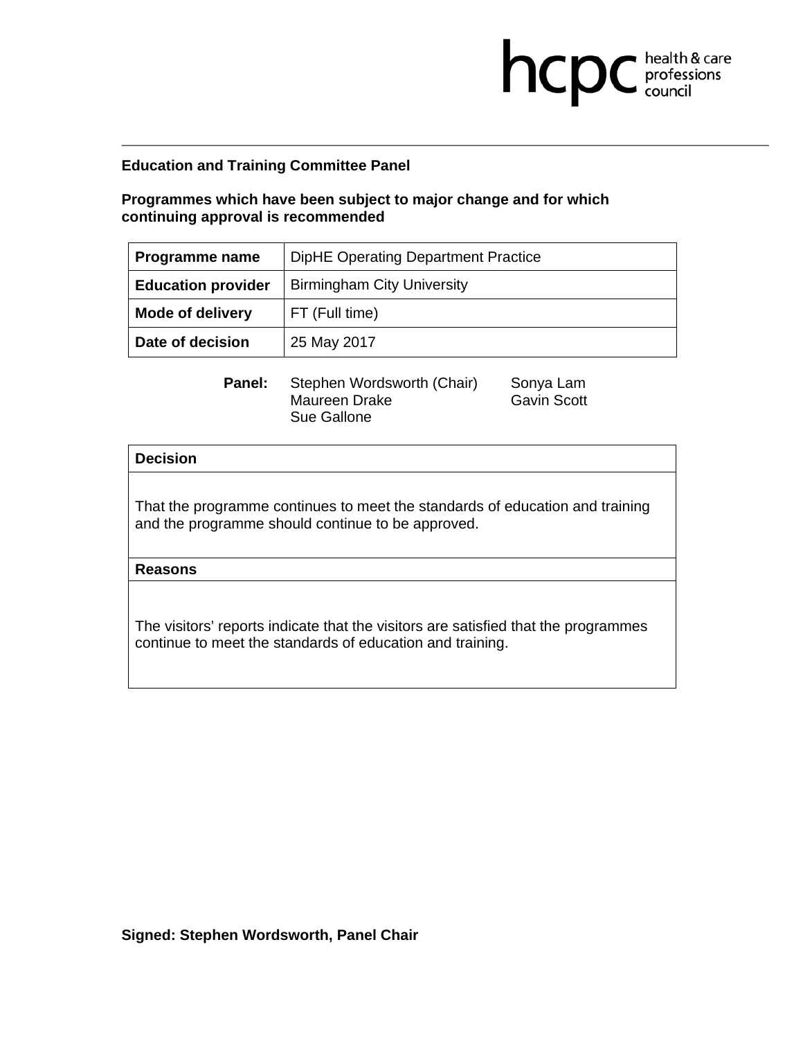hcpc health & care professions council

**Education and Training Committee Panel**

**Programmes which have been subject to major change and for which continuing approval is recommended**

| **Programme name** | DipHE Operating Department Practice |
|---|---|
| **Education provider** | Birmingham City University |
| **Mode of delivery** | FT (Full time) |
| **Date of decision** | 25 May 2017 |

**Panel:** Stephen Wordsworth (Chair), Maureen Drake, Sue Gallone, Sonya Lam, Gavin Scott

| **Decision** |
|---|
| That the programme continues to meet the standards of education and training and the programme should continue to be approved. |
| **Reasons** |
| The visitors' reports indicate that the visitors are satisfied that the programmes continue to meet the standards of education and training. |

**Signed: Stephen Wordsworth, Panel Chair**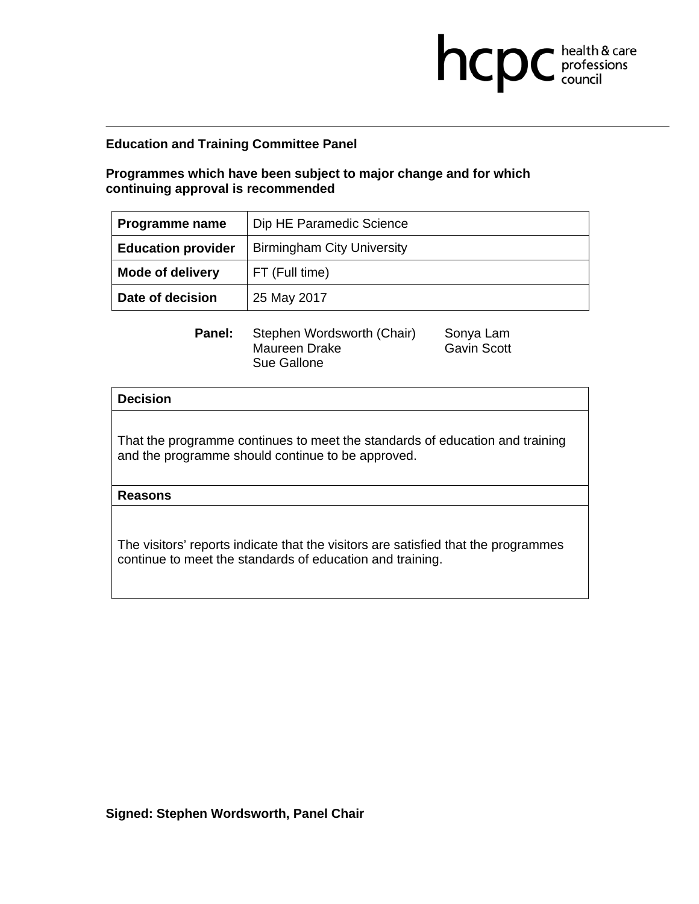**Education and Training Committee Panel**

**Programmes which have been subject to major change and for which continuing approval is recommended**

| **Programme name** | Dip HE Paramedic Science |
| --- | --- |
| **Education provider** | Birmingham City University |
| **Mode of delivery** | FT (Full time) |
| **Date of decision** | 25 May 2017 |

**Panel:** Stephen Wordsworth (Chair), Maureen Drake, Sue Gallone, Sonya Lam, Gavin Scott

| **Decision** |
| --- |
| That the programme continues to meet the standards of education and training and the programme should continue to be approved. |
| **Reasons** |
| The visitors' reports indicate that the visitors are satisfied that the programmes continue to meet the standards of education and training. |

**Signed: Stephen Wordsworth, Panel Chair**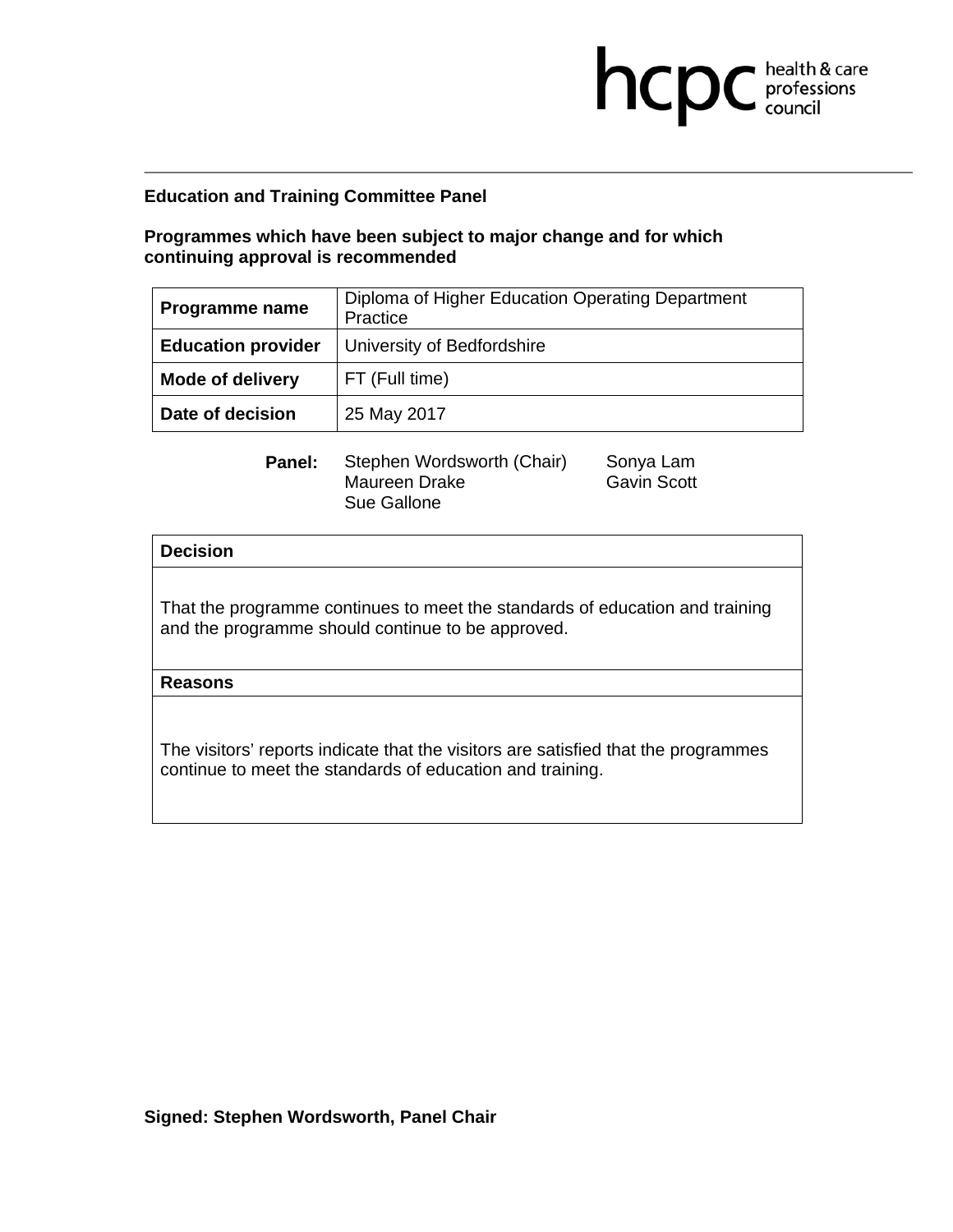**Education and Training Committee Panel**

**Programmes which have been subject to major change and for which continuing approval is recommended**

| | |
|---|---|
| **Programme name** | Diploma of Higher Education Operating Department Practice |
| **Education provider** | University of Bedfordshire |
| **Mode of delivery** | FT (Full time) |
| **Date of decision** | 25 May 2017 |

**Panel:** Stephen Wordsworth (Chair), Maureen Drake, Sue Gallone, Sonya Lam, Gavin Scott

| **Decision** |
|---|
| That the programme continues to meet the standards of education and training and the programme should continue to be approved. |
| **Reasons** |
| The visitors' reports indicate that the visitors are satisfied that the programmes continue to meet the standards of education and training. |

**Signed: Stephen Wordsworth, Panel Chair**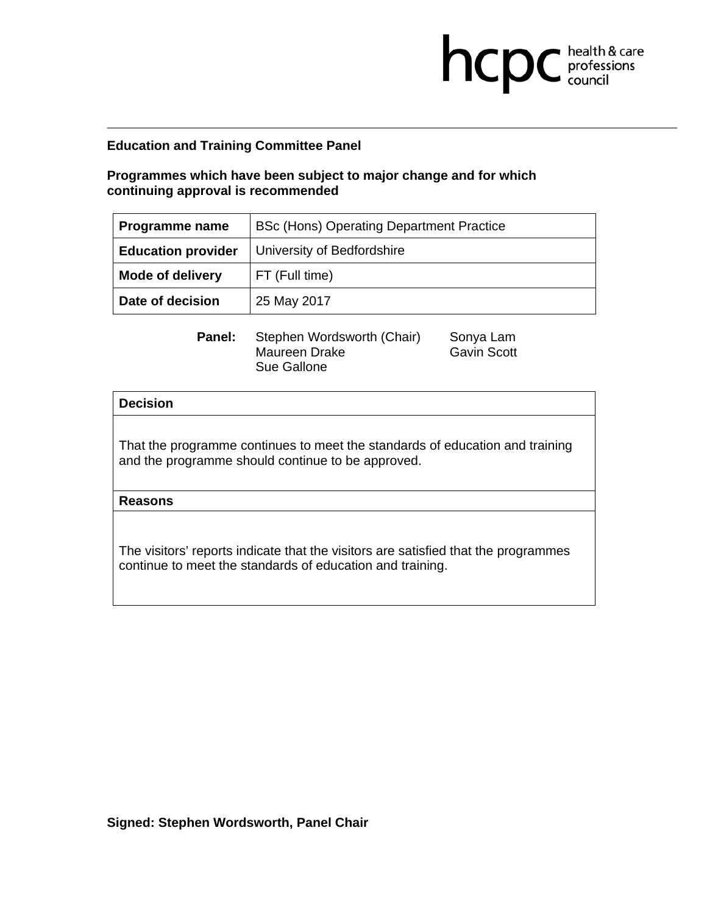**Education and Training Committee Panel**

**Programmes which have been subject to major change and for which continuing approval is recommended**

| **Programme name** | BSc (Hons) Operating Department Practice |
|---|---|
| **Education provider** | University of Bedfordshire |
| **Mode of delivery** | FT (Full time) |
| **Date of decision** | 25 May 2017 |

**Panel:** Stephen Wordsworth (Chair), Maureen Drake, Sue Gallone, Sonya Lam, Gavin Scott

| **Decision** |
|---|
| That the programme continues to meet the standards of education and training and the programme should continue to be approved. |
| **Reasons** |
| The visitors' reports indicate that the visitors are satisfied that the programmes continue to meet the standards of education and training. |

**Signed: Stephen Wordsworth, Panel Chair**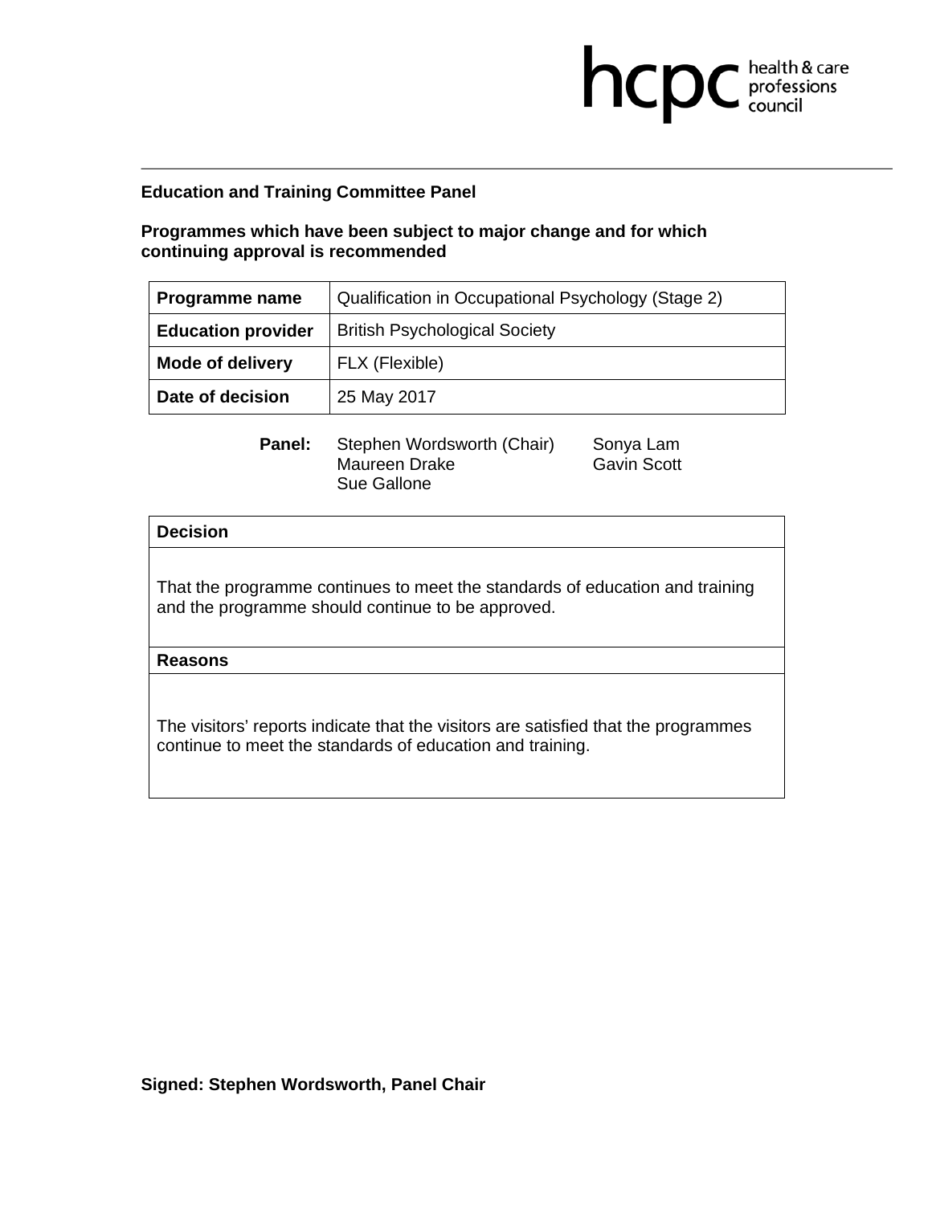hcpc health & care professions council

**Education and Training Committee Panel**

**Programmes which have been subject to major change and for which continuing approval is recommended**

| **Programme name** | Qualification in Occupational Psychology (Stage 2) |
|---|---|
| **Education provider** | British Psychological Society |
| **Mode of delivery** | FLX (Flexible) |
| **Date of decision** | 25 May 2017 |

**Panel:** Stephen Wordsworth (Chair), Maureen Drake, Sue Gallone, Sonya Lam, Gavin Scott

| **Decision** |
|---|
| That the programme continues to meet the standards of education and training and the programme should continue to be approved. |
| **Reasons** |
| The visitors' reports indicate that the visitors are satisfied that the programmes continue to meet the standards of education and training. |

**Signed: Stephen Wordsworth, Panel Chair**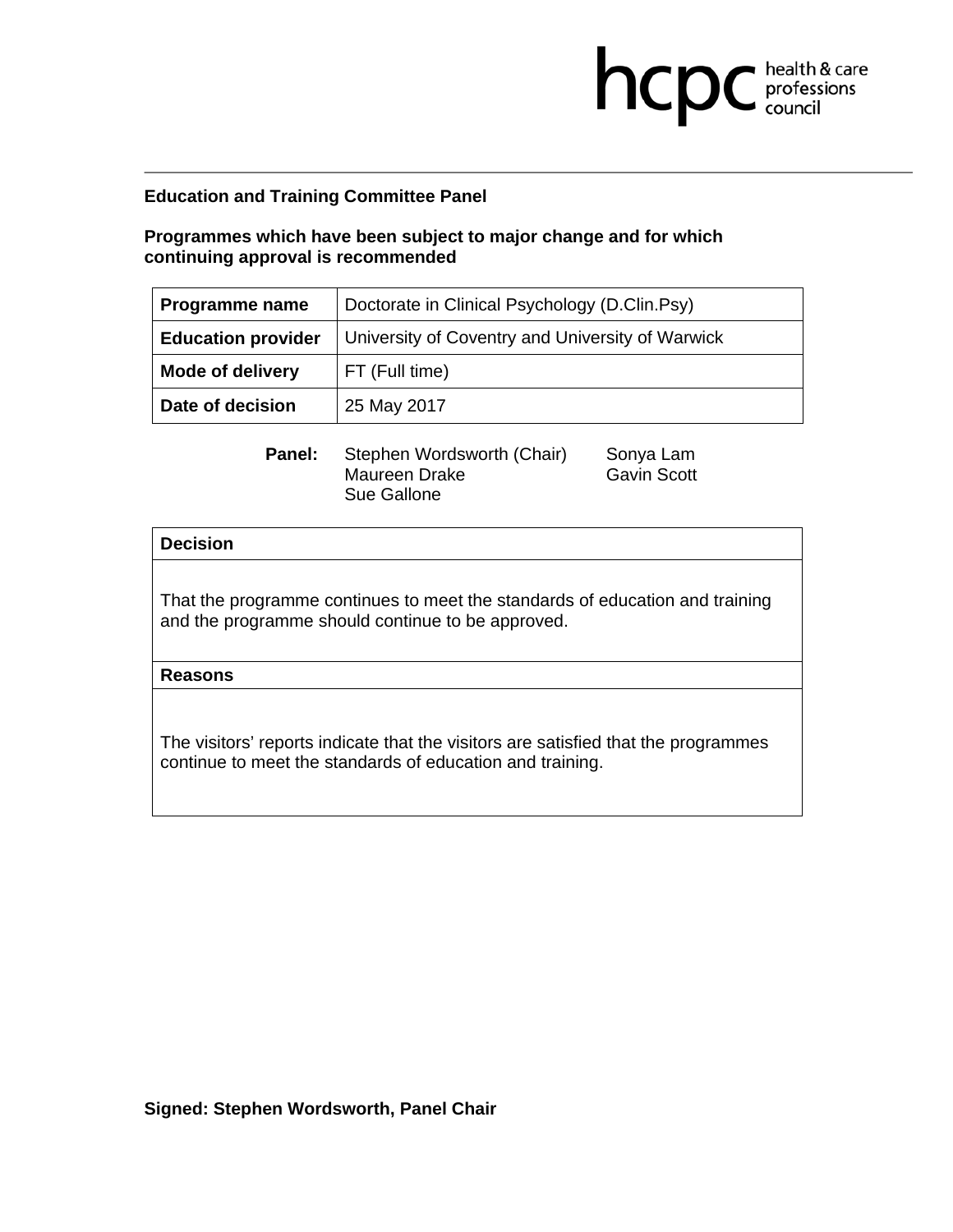**Education and Training Committee Panel**

**Programmes which have been subject to major change and for which continuing approval is recommended**

| **Programme name** | Doctorate in Clinical Psychology (D.Clin.Psy) |
|---|---|
| **Education provider** | University of Coventry and University of Warwick |
| **Mode of delivery** | FT (Full time) |
| **Date of decision** | 25 May 2017 |

**Panel:** Stephen Wordsworth (Chair), Maureen Drake, Sue Gallone, Sonya Lam, Gavin Scott

| **Decision** |
|---|
| That the programme continues to meet the standards of education and training and the programme should continue to be approved. |
| **Reasons** |
| The visitors' reports indicate that the visitors are satisfied that the programmes continue to meet the standards of education and training. |

**Signed: Stephen Wordsworth, Panel Chair**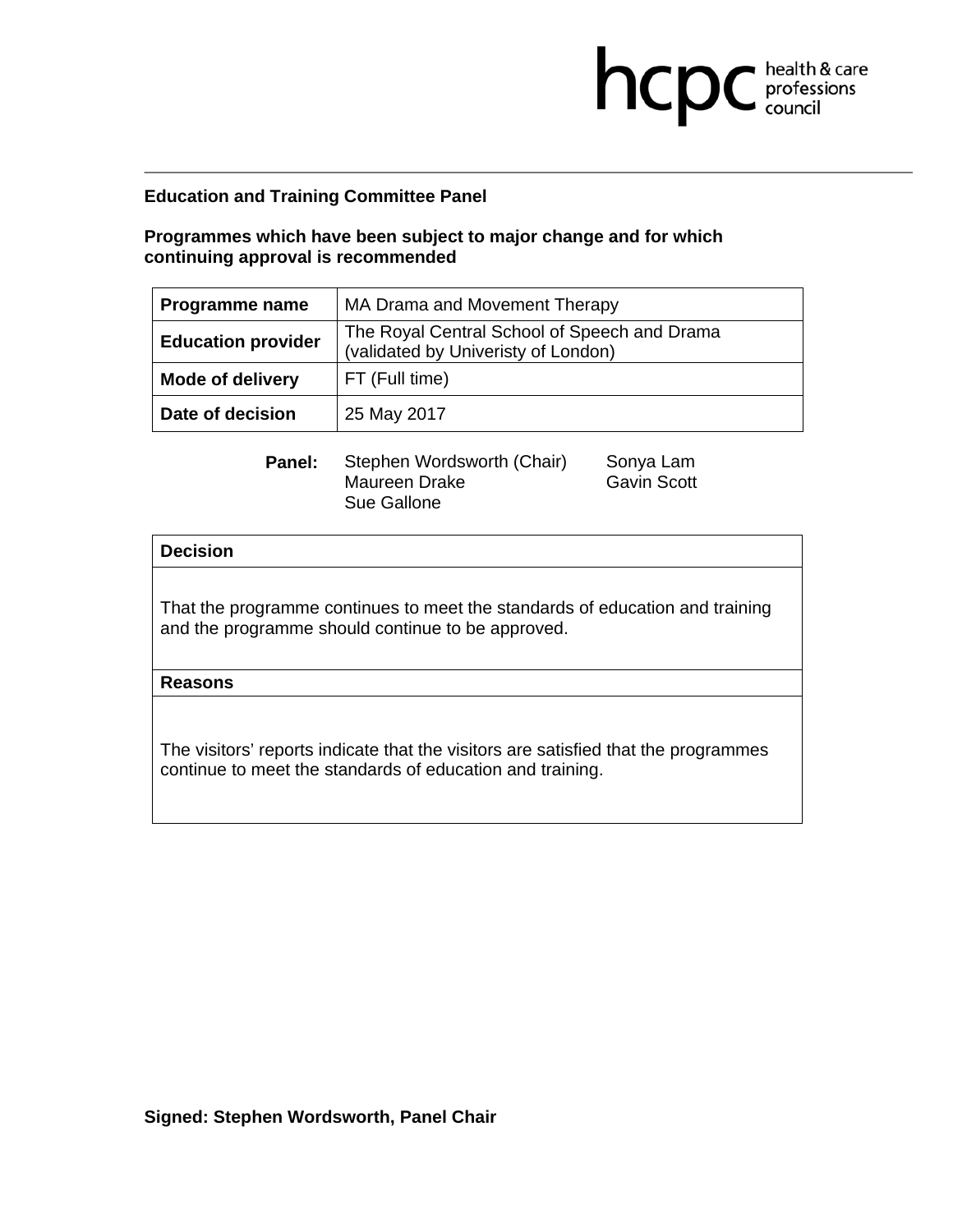hcpc health & care professions council

**Education and Training Committee Panel**

**Programmes which have been subject to major change and for which continuing approval is recommended**

| **Programme name** | MA Drama and Movement Therapy |
|---|---|
| **Education provider** | The Royal Central School of Speech and Drama (validated by Univeristy of London) |
| **Mode of delivery** | FT (Full time) |
| **Date of decision** | 25 May 2017 |

**Panel:** Stephen Wordsworth (Chair), Maureen Drake, Sue Gallone, Sonya Lam, Gavin Scott

| **Decision** |
|---|
| That the programme continues to meet the standards of education and training and the programme should continue to be approved. |
| **Reasons** |
| The visitors' reports indicate that the visitors are satisfied that the programmes continue to meet the standards of education and training. |

**Signed: Stephen Wordsworth, Panel Chair**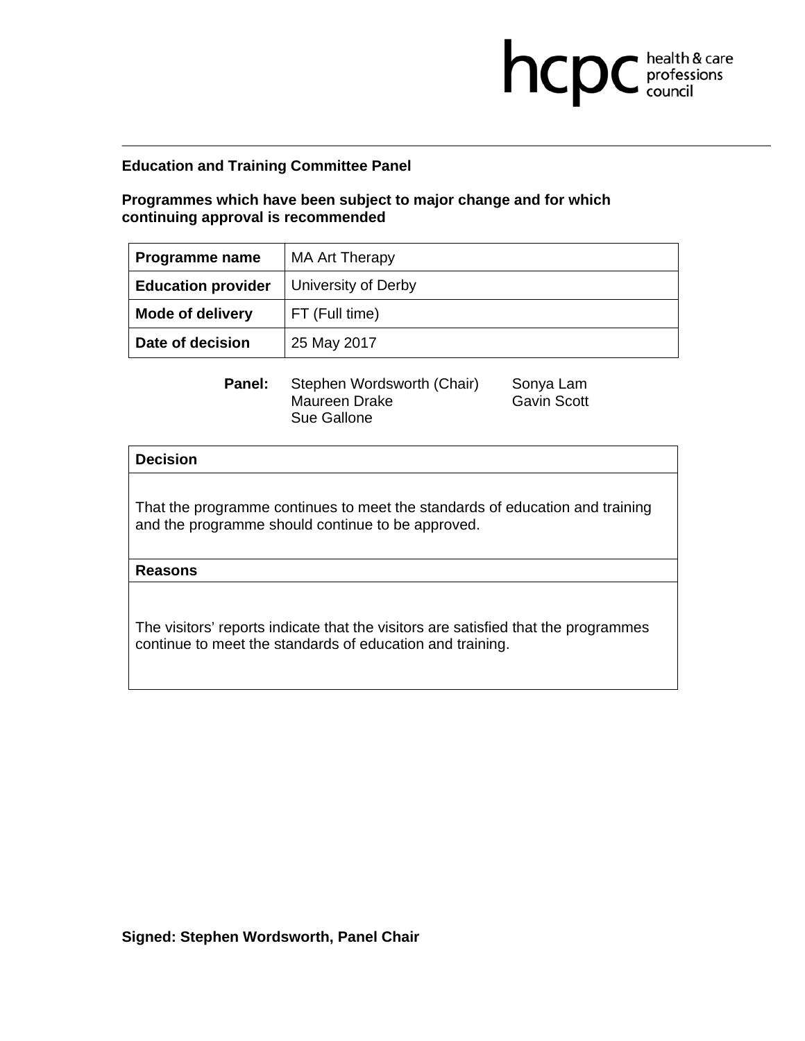hcpc health & care professions council

**Education and Training Committee Panel**

**Programmes which have been subject to major change and for which continuing approval is recommended**

| **Programme name** | MA Art Therapy |
| --- | --- |
| **Education provider** | University of Derby |
| **Mode of delivery** | FT (Full time) |
| **Date of decision** | 25 May 2017 |

**Panel:** Stephen Wordsworth (Chair), Maureen Drake, Sue Gallone, Sonya Lam, Gavin Scott

| **Decision** |
| --- |
| That the programme continues to meet the standards of education and training and the programme should continue to be approved. |
| **Reasons** |
| The visitors' reports indicate that the visitors are satisfied that the programmes continue to meet the standards of education and training. |

**Signed: Stephen Wordsworth, Panel Chair**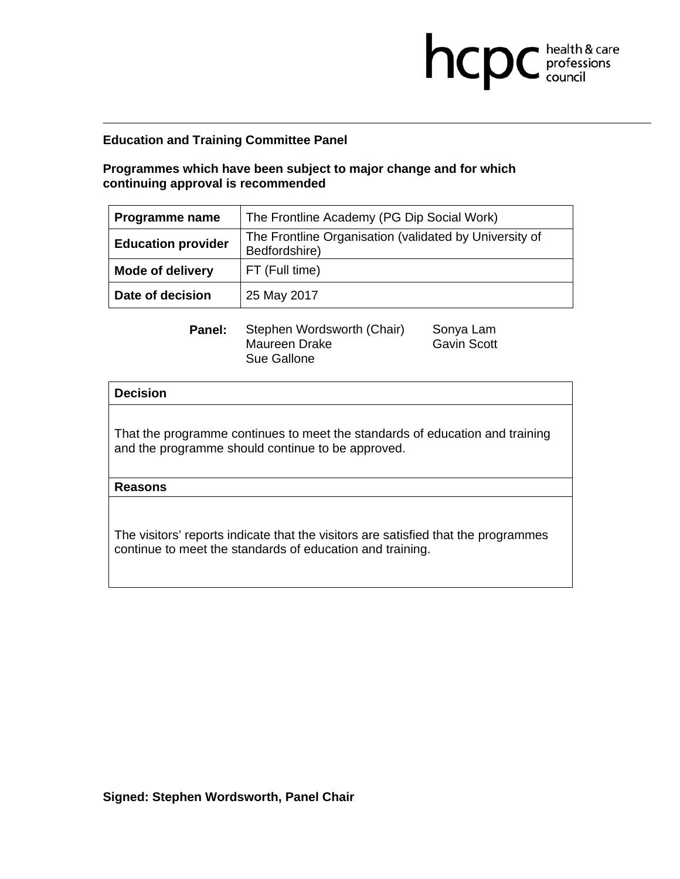hcpc health & care professions council

**Education and Training Committee Panel**

**Programmes which have been subject to major change and for which continuing approval is recommended**

| **Programme name** | The Frontline Academy (PG Dip Social Work) |
| --- | --- |
| **Education provider** | The Frontline Organisation (validated by University of Bedfordshire) |
| **Mode of delivery** | FT (Full time) |
| **Date of decision** | 25 May 2017 |

**Panel:** Stephen Wordsworth (Chair), Maureen Drake, Sue Gallone, Sonya Lam, Gavin Scott

| **Decision** |
| --- |
| That the programme continues to meet the standards of education and training and the programme should continue to be approved. |
| **Reasons** |
| The visitors' reports indicate that the visitors are satisfied that the programmes continue to meet the standards of education and training. |

**Signed: Stephen Wordsworth, Panel Chair**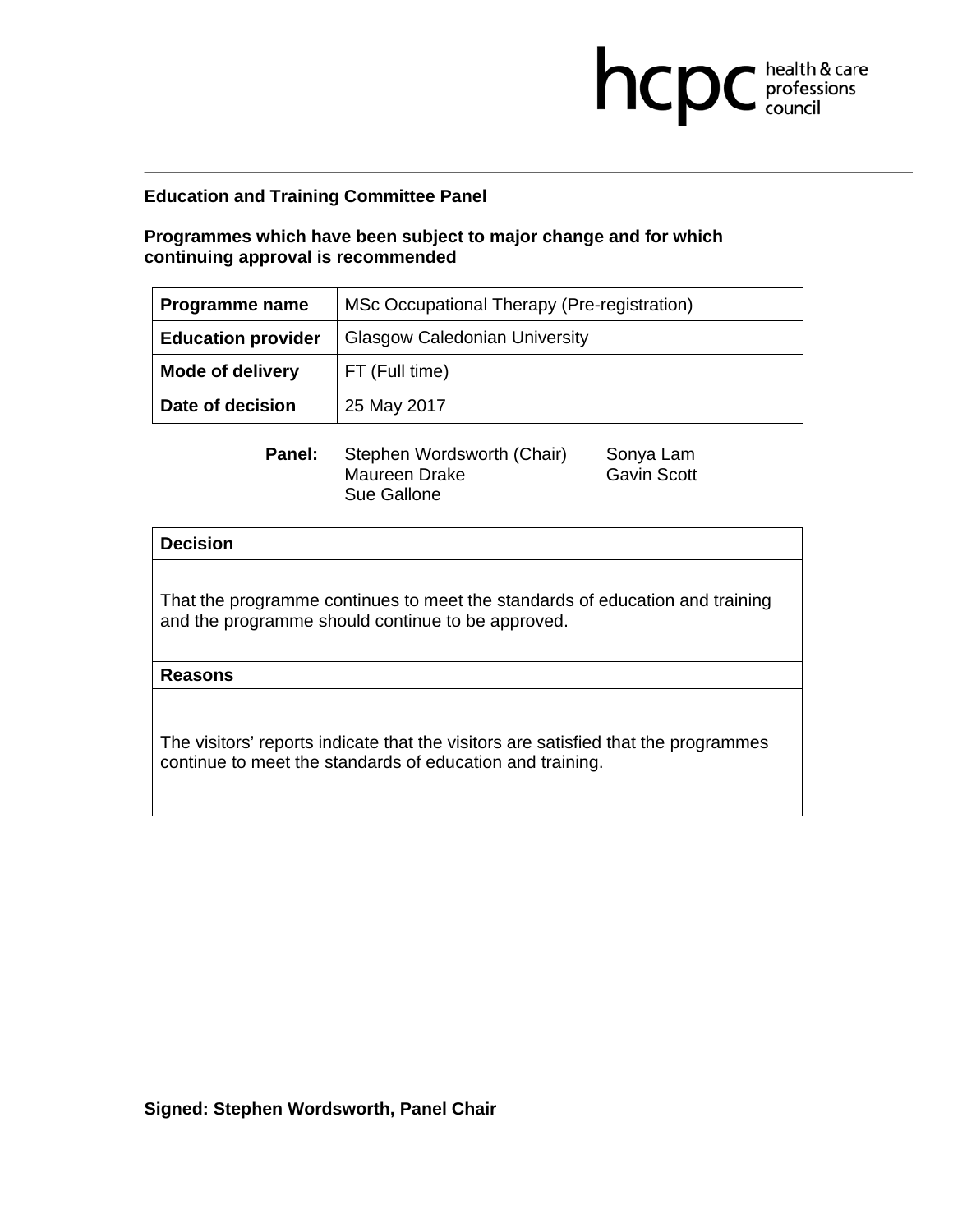hcpc health & care professions council

**Education and Training Committee Panel**

**Programmes which have been subject to major change and for which continuing approval is recommended**

| **Programme name** | MSc Occupational Therapy (Pre-registration) |
|---|---|
| **Education provider** | Glasgow Caledonian University |
| **Mode of delivery** | FT (Full time) |
| **Date of decision** | 25 May 2017 |

**Panel:** Stephen Wordsworth (Chair), Maureen Drake, Sue Gallone, Sonya Lam, Gavin Scott

| **Decision** |
|---|
| That the programme continues to meet the standards of education and training and the programme should continue to be approved. |
| **Reasons** |
| The visitors' reports indicate that the visitors are satisfied that the programmes continue to meet the standards of education and training. |

**Signed: Stephen Wordsworth, Panel Chair**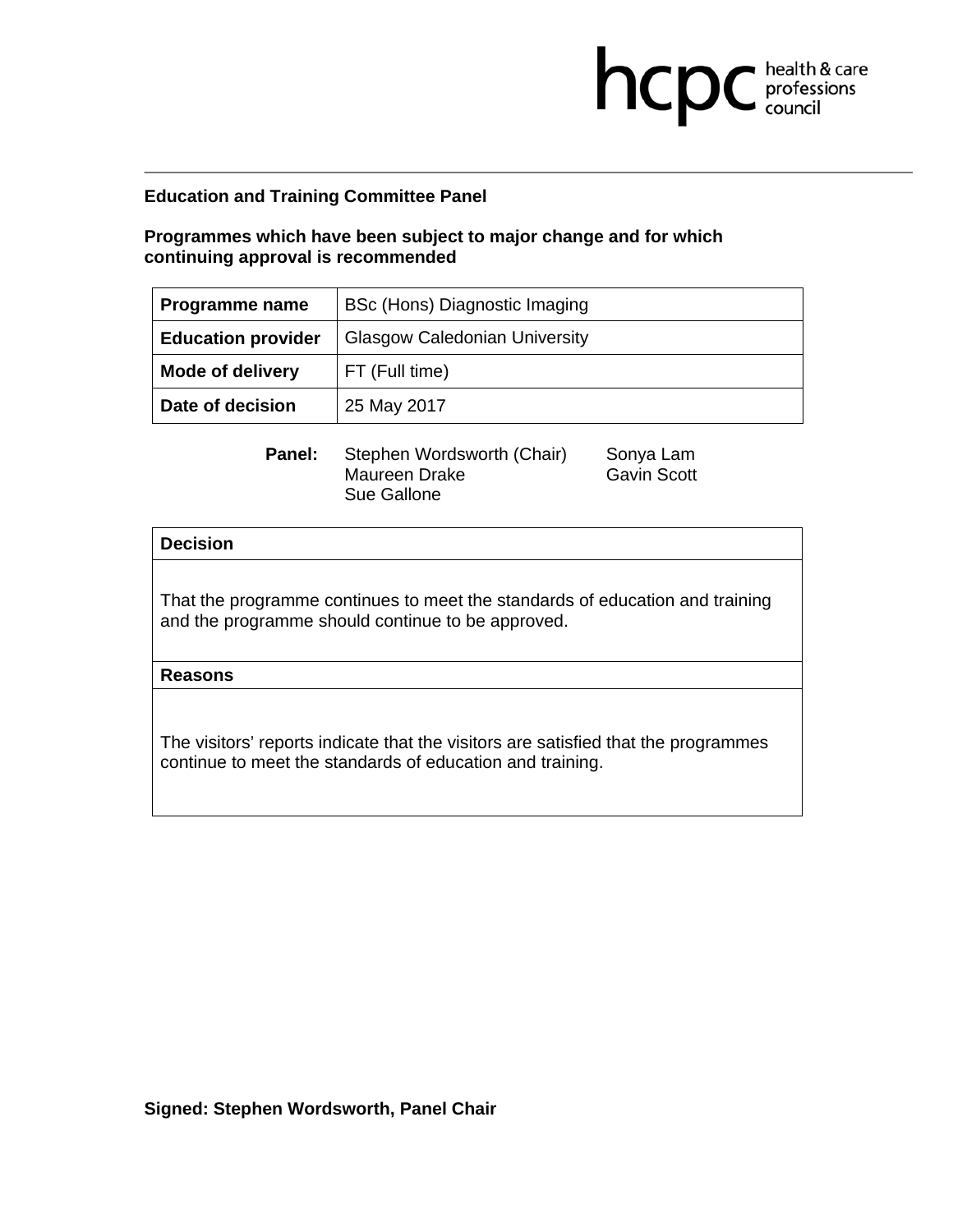**Education and Training Committee Panel**

**Programmes which have been subject to major change and for which continuing approval is recommended**

| **Programme name** | BSc (Hons) Diagnostic Imaging |
|---|---|
| **Education provider** | Glasgow Caledonian University |
| **Mode of delivery** | FT (Full time) |
| **Date of decision** | 25 May 2017 |

**Panel:** Stephen Wordsworth (Chair), Maureen Drake, Sue Gallone, Sonya Lam, Gavin Scott

| **Decision** |
|---|
| That the programme continues to meet the standards of education and training and the programme should continue to be approved. |
| **Reasons** |
| The visitors' reports indicate that the visitors are satisfied that the programmes continue to meet the standards of education and training. |

**Signed: Stephen Wordsworth, Panel Chair**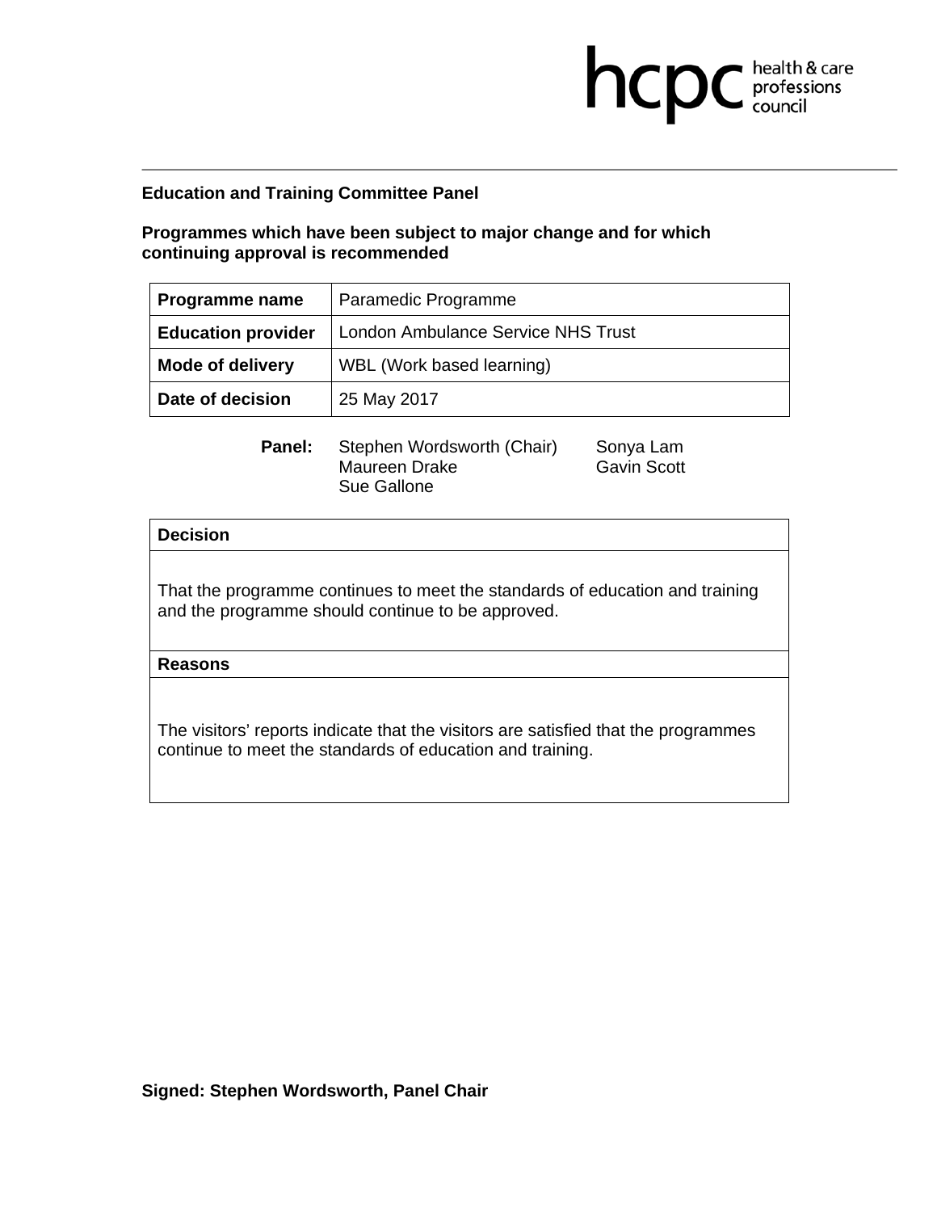**Education and Training Committee Panel**

**Programmes which have been subject to major change and for which continuing approval is recommended**

| **Programme name** | Paramedic Programme |
|---|---|
| **Education provider** | London Ambulance Service NHS Trust |
| **Mode of delivery** | WBL (Work based learning) |
| **Date of decision** | 25 May 2017 |

**Panel:** Stephen Wordsworth (Chair), Maureen Drake, Sue Gallone, Sonya Lam, Gavin Scott

| **Decision** |
|---|
| That the programme continues to meet the standards of education and training and the programme should continue to be approved. |
| **Reasons** |
| The visitors' reports indicate that the visitors are satisfied that the programmes continue to meet the standards of education and training. |

**Signed: Stephen Wordsworth, Panel Chair**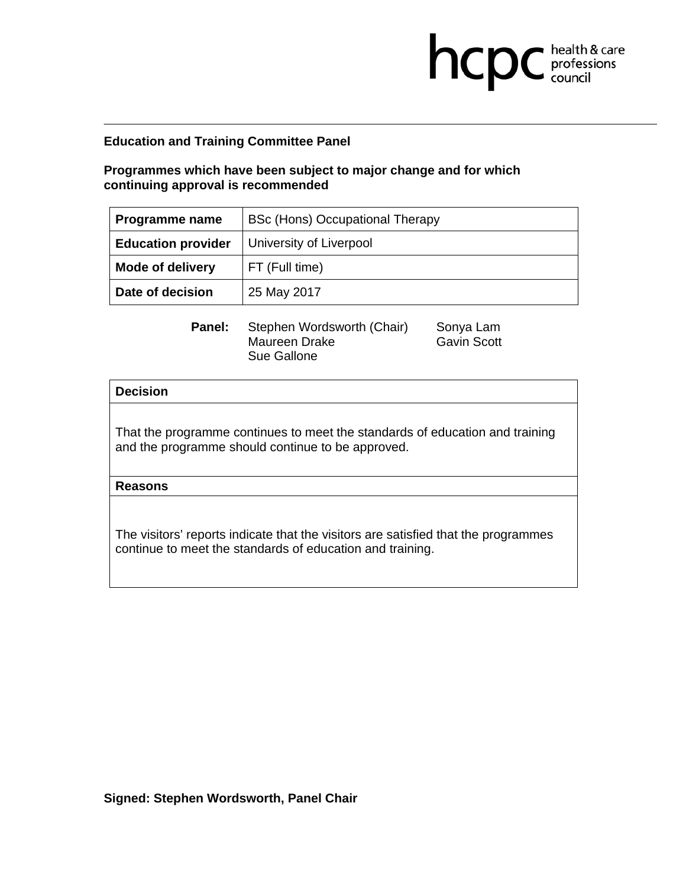hcpc health & care professions council

**Education and Training Committee Panel**

**Programmes which have been subject to major change and for which continuing approval is recommended**

| **Programme name** | BSc (Hons) Occupational Therapy |
|---|---|
| **Education provider** | University of Liverpool |
| **Mode of delivery** | FT (Full time) |
| **Date of decision** | 25 May 2017 |

**Panel:** Stephen Wordsworth (Chair), Maureen Drake, Sue Gallone, Sonya Lam, Gavin Scott

| **Decision** |
|---|
| That the programme continues to meet the standards of education and training and the programme should continue to be approved. |
| **Reasons** |
| The visitors' reports indicate that the visitors are satisfied that the programmes continue to meet the standards of education and training. |

**Signed: Stephen Wordsworth, Panel Chair**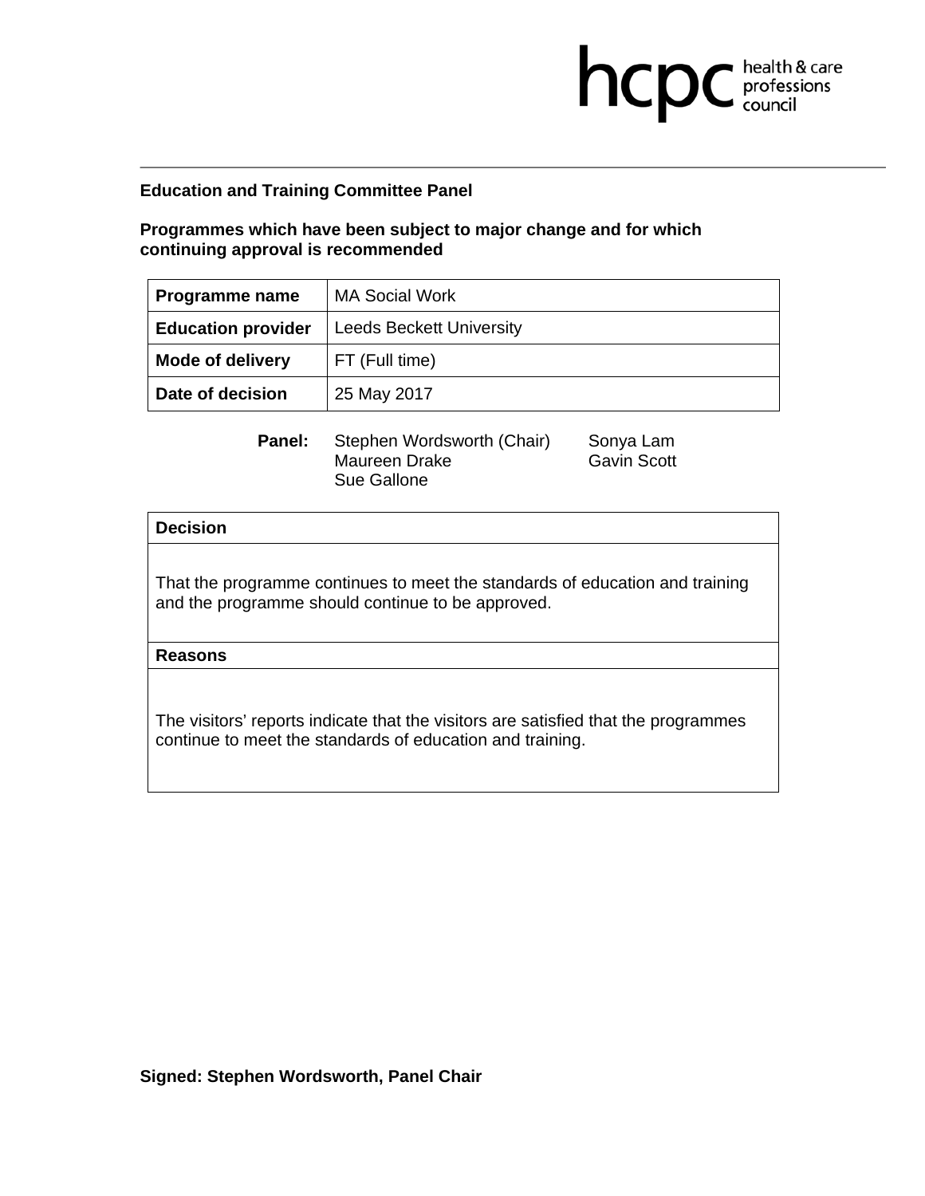hcpc health & care professions council

**Education and Training Committee Panel**

**Programmes which have been subject to major change and for which continuing approval is recommended**

| **Programme name** | MA Social Work |
|---|---|
| **Education provider** | Leeds Beckett University |
| **Mode of delivery** | FT (Full time) |
| **Date of decision** | 25 May 2017 |

**Panel:** Stephen Wordsworth (Chair), Maureen Drake, Sue Gallone, Sonya Lam, Gavin Scott

| **Decision** |
|---|
| That the programme continues to meet the standards of education and training and the programme should continue to be approved. |
| **Reasons** |
| The visitors' reports indicate that the visitors are satisfied that the programmes continue to meet the standards of education and training. |

**Signed: Stephen Wordsworth, Panel Chair**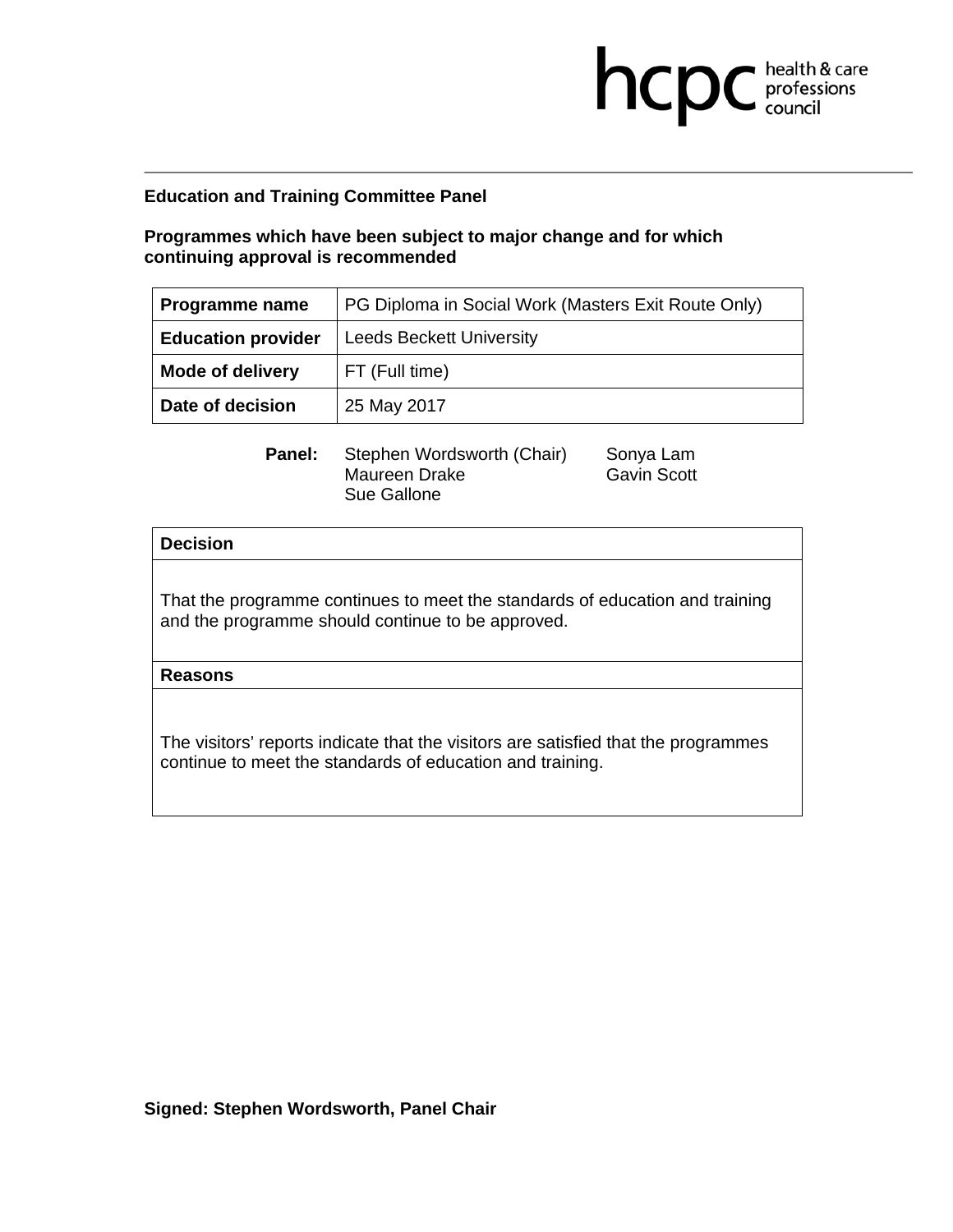hcpc health & care professions council

**Education and Training Committee Panel**

**Programmes which have been subject to major change and for which continuing approval is recommended**

| **Programme name** | PG Diploma in Social Work (Masters Exit Route Only) |
| --- | --- |
| **Education provider** | Leeds Beckett University |
| **Mode of delivery** | FT (Full time) |
| **Date of decision** | 25 May 2017 |

**Panel:** Stephen Wordsworth (Chair), Maureen Drake, Sue Gallone, Sonya Lam, Gavin Scott

| **Decision** |
| --- |
| That the programme continues to meet the standards of education and training and the programme should continue to be approved. |
| **Reasons** |
| The visitors' reports indicate that the visitors are satisfied that the programmes continue to meet the standards of education and training. |

**Signed: Stephen Wordsworth, Panel Chair**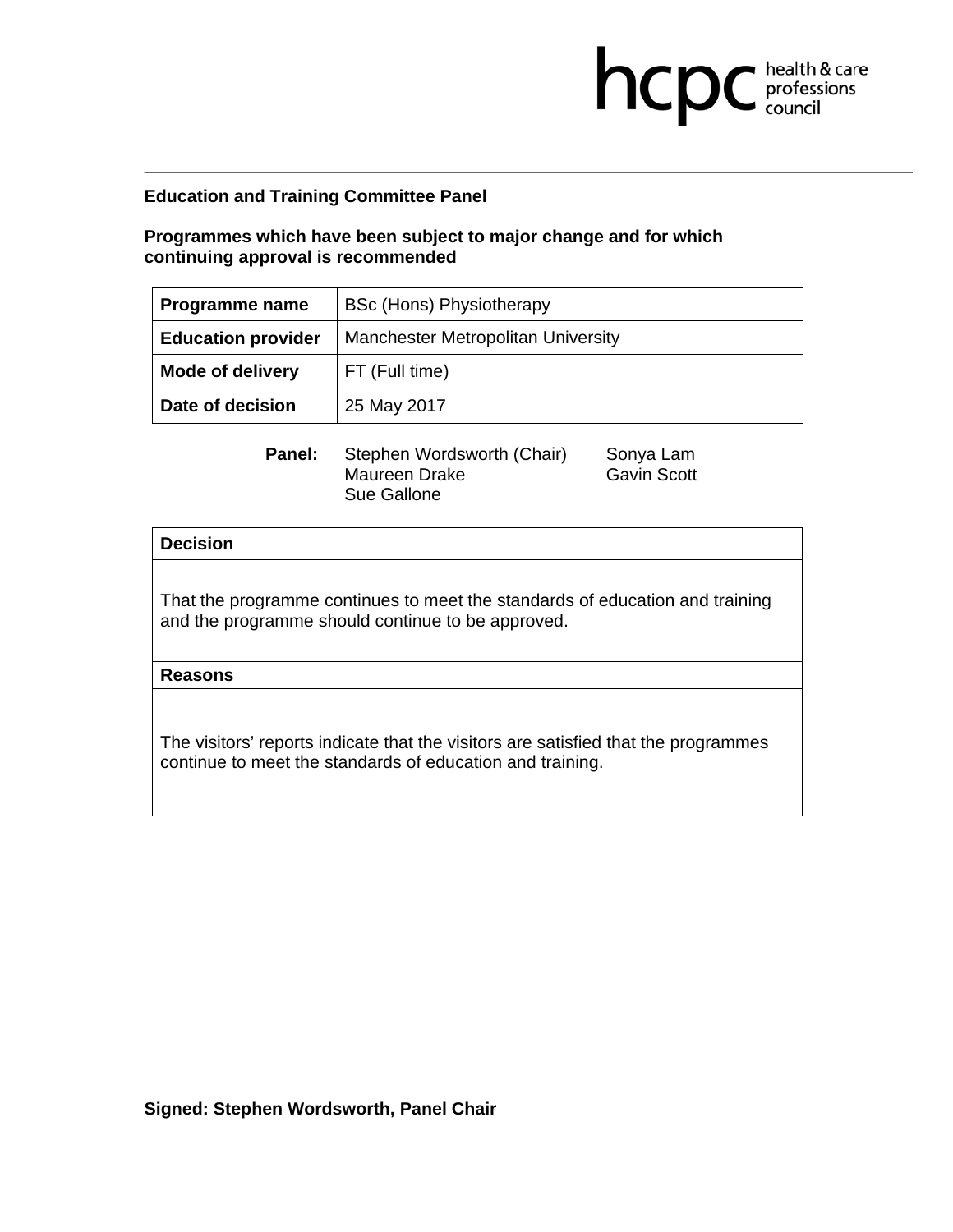hcpc health & care professions council

**Education and Training Committee Panel**

**Programmes which have been subject to major change and for which continuing approval is recommended**

| **Programme name** | BSc (Hons) Physiotherapy |
|---|---|
| **Education provider** | Manchester Metropolitan University |
| **Mode of delivery** | FT (Full time) |
| **Date of decision** | 25 May 2017 |

**Panel:** Stephen Wordsworth (Chair), Maureen Drake, Sue Gallone, Sonya Lam, Gavin Scott

| **Decision** |
|---|
| That the programme continues to meet the standards of education and training and the programme should continue to be approved. |
| **Reasons** |
| The visitors' reports indicate that the visitors are satisfied that the programmes continue to meet the standards of education and training. |

**Signed: Stephen Wordsworth, Panel Chair**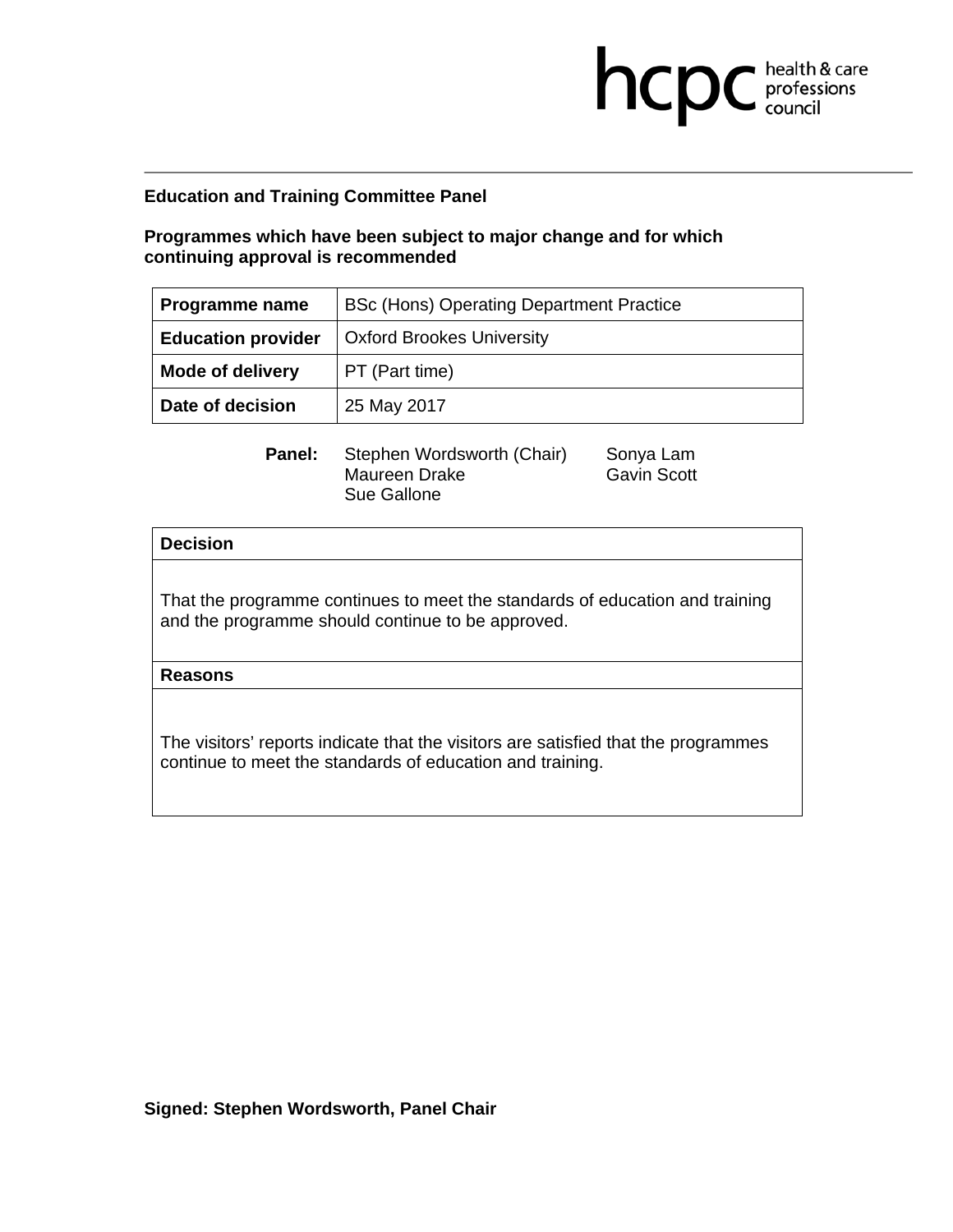**Education and Training Committee Panel**

**Programmes which have been subject to major change and for which continuing approval is recommended**

| **Programme name** | BSc (Hons) Operating Department Practice |
|---|---|
| **Education provider** | Oxford Brookes University |
| **Mode of delivery** | PT (Part time) |
| **Date of decision** | 25 May 2017 |

**Panel:** Stephen Wordsworth (Chair), Maureen Drake, Sue Gallone, Sonya Lam, Gavin Scott

| **Decision** |
|---|
| That the programme continues to meet the standards of education and training and the programme should continue to be approved. |
| **Reasons** |
| The visitors' reports indicate that the visitors are satisfied that the programmes continue to meet the standards of education and training. |

**Signed: Stephen Wordsworth, Panel Chair**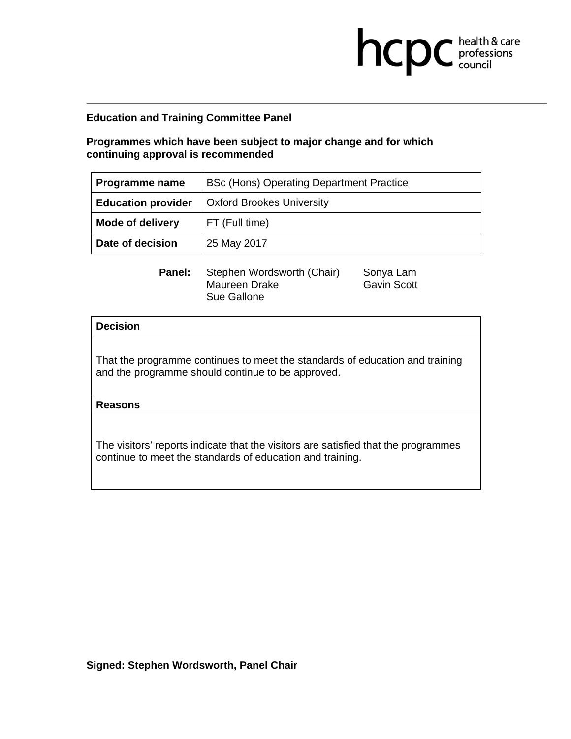hcpc health & care professions council

**Education and Training Committee Panel**

**Programmes which have been subject to major change and for which continuing approval is recommended**

| **Programme name** | BSc (Hons) Operating Department Practice |
| --- | --- |
| **Education provider** | Oxford Brookes University |
| **Mode of delivery** | FT (Full time) |
| **Date of decision** | 25 May 2017 |

**Panel:** Stephen Wordsworth (Chair), Maureen Drake, Sue Gallone, Sonya Lam, Gavin Scott

**Decision**

That the programme continues to meet the standards of education and training and the programme should continue to be approved.

**Reasons**

The visitors' reports indicate that the visitors are satisfied that the programmes continue to meet the standards of education and training.

**Signed: Stephen Wordsworth, Panel Chair**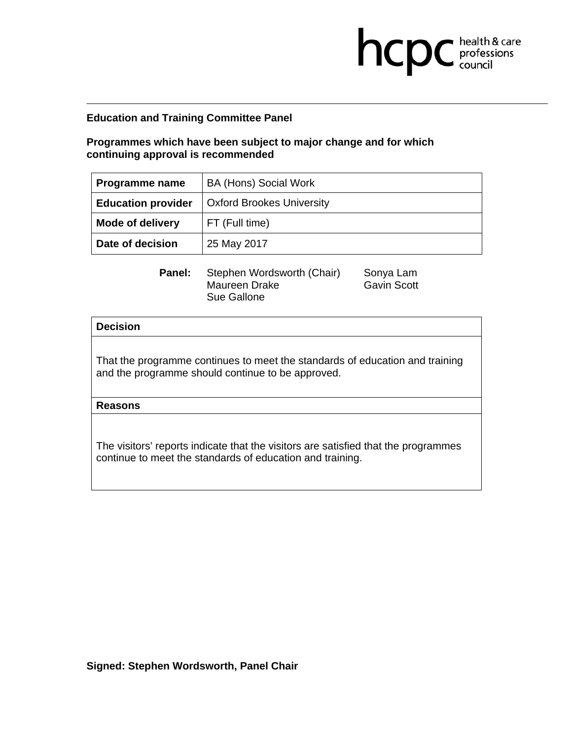**Education and Training Committee Panel**

**Programmes which have been subject to major change and for which continuing approval is recommended**

| **Programme name** | BA (Hons) Social Work |
|---|---|
| **Education provider** | Oxford Brookes University |
| **Mode of delivery** | FT (Full time) |
| **Date of decision** | 25 May 2017 |

**Panel:** Stephen Wordsworth (Chair), Maureen Drake, Sue Gallone, Sonya Lam, Gavin Scott

| **Decision** |
|---|
| That the programme continues to meet the standards of education and training and the programme should continue to be approved. |
| **Reasons** |
| The visitors' reports indicate that the visitors are satisfied that the programmes continue to meet the standards of education and training. |

**Signed: Stephen Wordsworth, Panel Chair**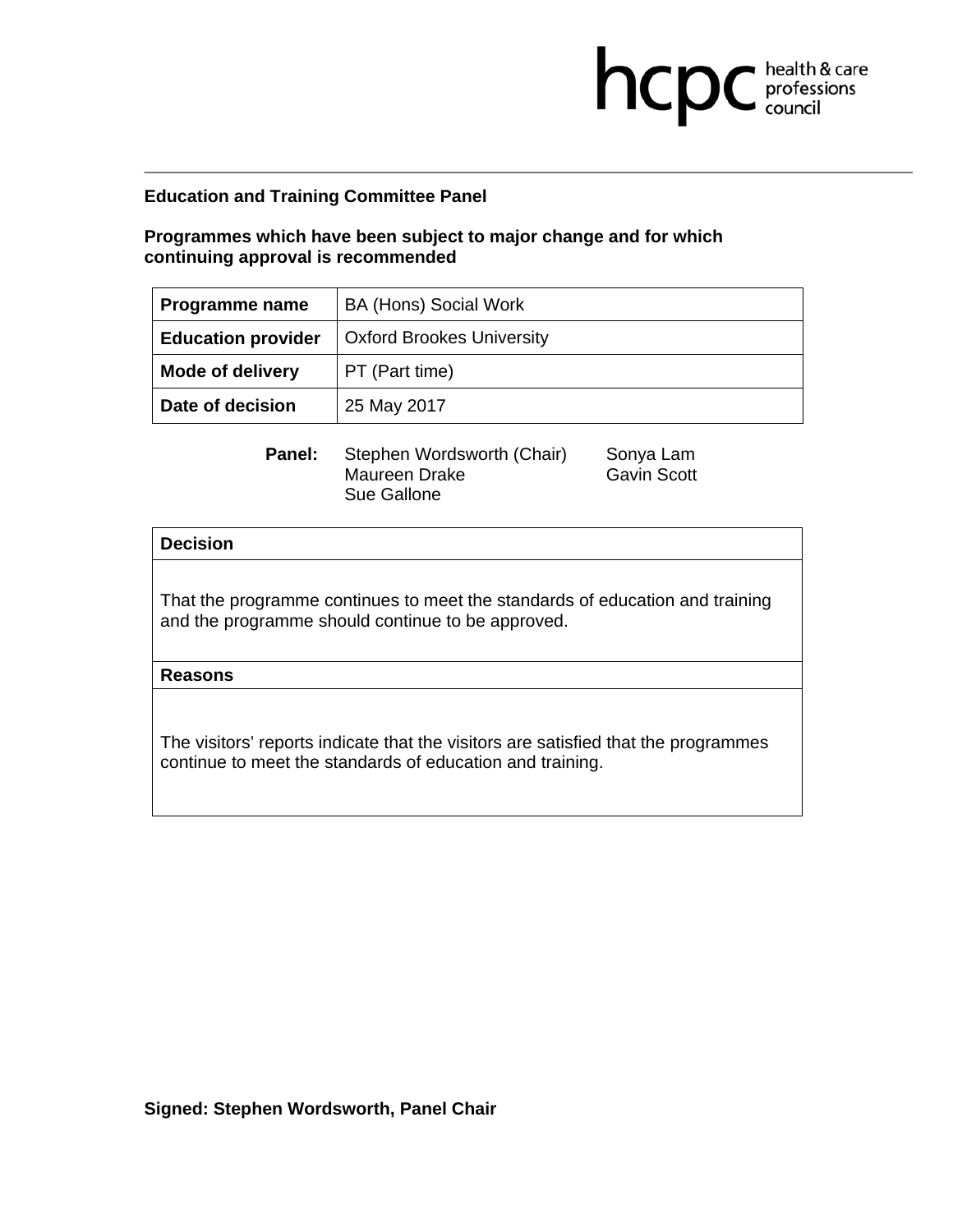**Education and Training Committee Panel**

**Programmes which have been subject to major change and for which continuing approval is recommended**

| **Programme name** | BA (Hons) Social Work |
|---|---|
| **Education provider** | Oxford Brookes University |
| **Mode of delivery** | PT (Part time) |
| **Date of decision** | 25 May 2017 |

**Panel:** Stephen Wordsworth (Chair), Maureen Drake, Sue Gallone, Sonya Lam, Gavin Scott

| **Decision** |
|---|
| That the programme continues to meet the standards of education and training and the programme should continue to be approved. |
| **Reasons** |
| The visitors' reports indicate that the visitors are satisfied that the programmes continue to meet the standards of education and training. |

**Signed: Stephen Wordsworth, Panel Chair**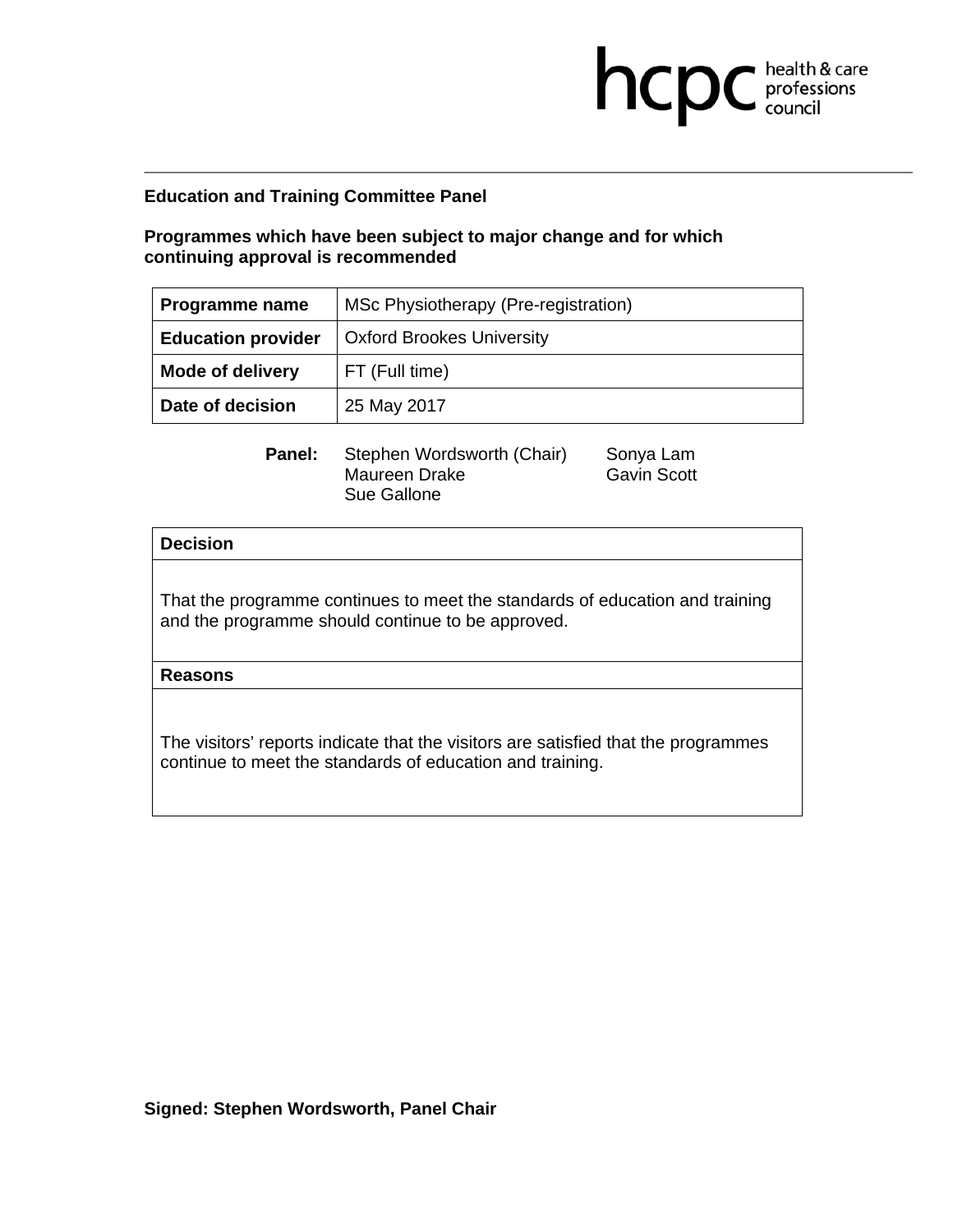**Education and Training Committee Panel**

**Programmes which have been subject to major change and for which continuing approval is recommended**

| **Programme name** | MSc Physiotherapy (Pre-registration) |
|---|---|
| **Education provider** | Oxford Brookes University |
| **Mode of delivery** | FT (Full time) |
| **Date of decision** | 25 May 2017 |

**Panel:** Stephen Wordsworth (Chair), Maureen Drake, Sue Gallone, Sonya Lam, Gavin Scott

| **Decision** |
|---|
| That the programme continues to meet the standards of education and training and the programme should continue to be approved. |
| **Reasons** |
| The visitors' reports indicate that the visitors are satisfied that the programmes continue to meet the standards of education and training. |

**Signed: Stephen Wordsworth, Panel Chair**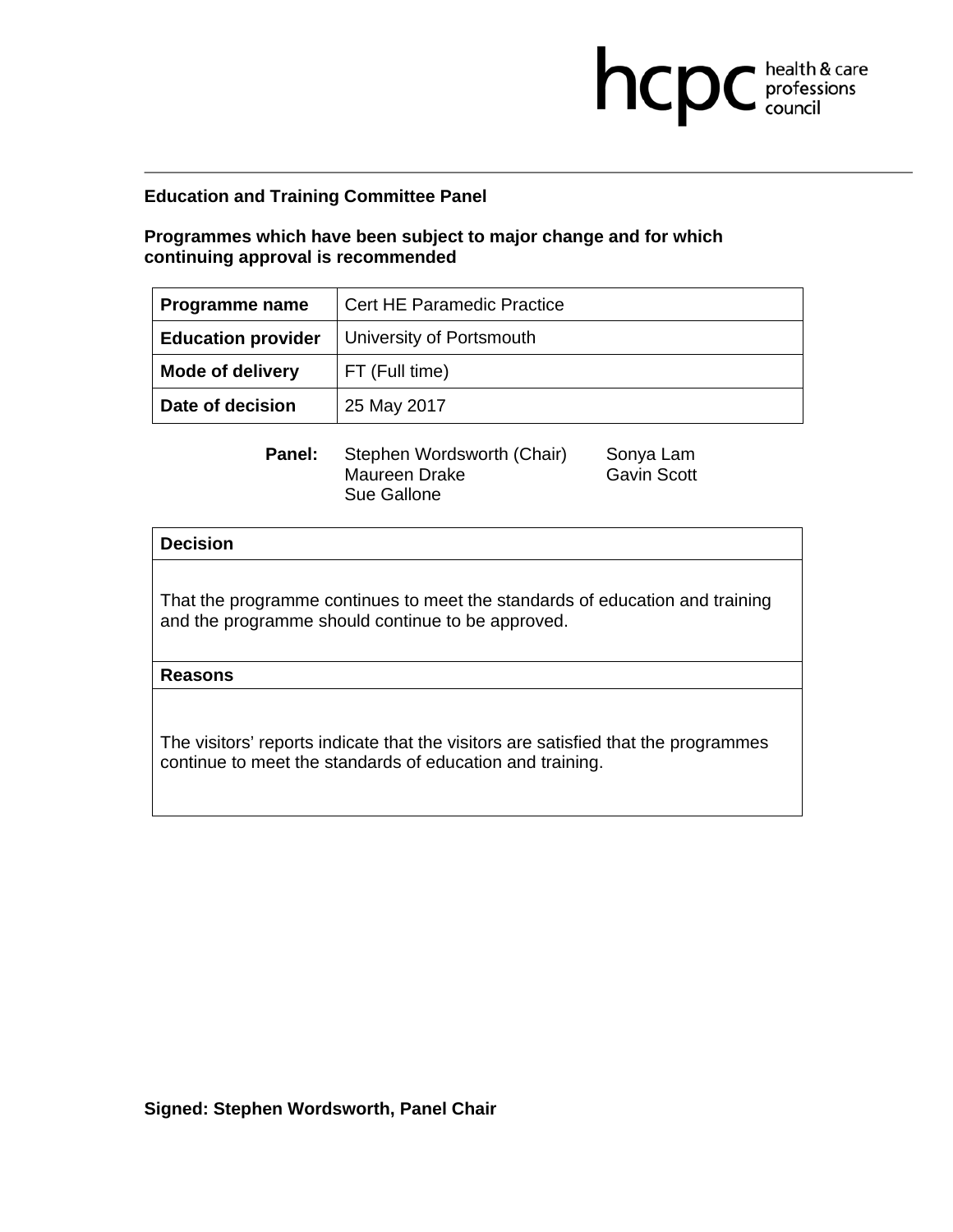**Education and Training Committee Panel**

**Programmes which have been subject to major change and for which continuing approval is recommended**

| **Programme name** | Cert HE Paramedic Practice |
|---|---|
| **Education provider** | University of Portsmouth |
| **Mode of delivery** | FT (Full time) |
| **Date of decision** | 25 May 2017 |

**Panel:** Stephen Wordsworth (Chair), Maureen Drake, Sue Gallone, Sonya Lam, Gavin Scott

| **Decision** |
|---|
| That the programme continues to meet the standards of education and training and the programme should continue to be approved. |
| **Reasons** |
| The visitors' reports indicate that the visitors are satisfied that the programmes continue to meet the standards of education and training. |

**Signed: Stephen Wordsworth, Panel Chair**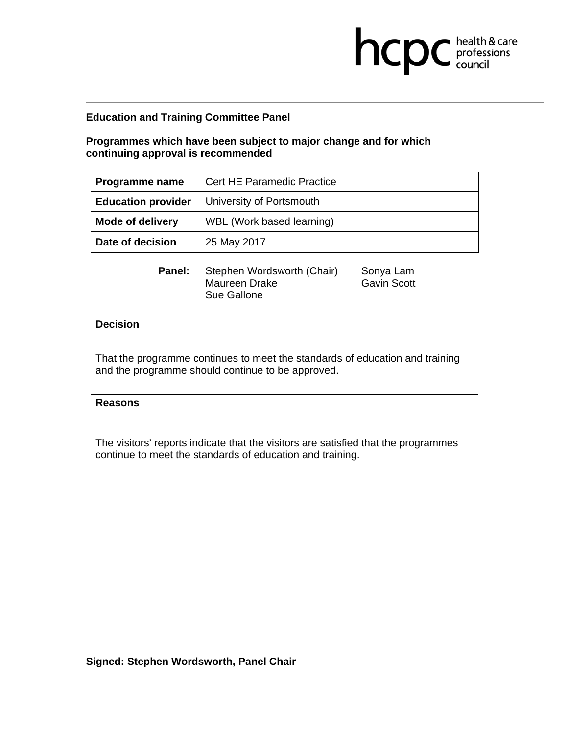hcpc health & care professions council

**Education and Training Committee Panel**

**Programmes which have been subject to major change and for which continuing approval is recommended**

| **Programme name** | Cert HE Paramedic Practice |
|---|---|
| **Education provider** | University of Portsmouth |
| **Mode of delivery** | WBL (Work based learning) |
| **Date of decision** | 25 May 2017 |

**Panel:** Stephen Wordsworth (Chair), Maureen Drake, Sue Gallone, Sonya Lam, Gavin Scott

| **Decision** |
|---|
| That the programme continues to meet the standards of education and training and the programme should continue to be approved. |
| **Reasons** |
| The visitors' reports indicate that the visitors are satisfied that the programmes continue to meet the standards of education and training. |

**Signed: Stephen Wordsworth, Panel Chair**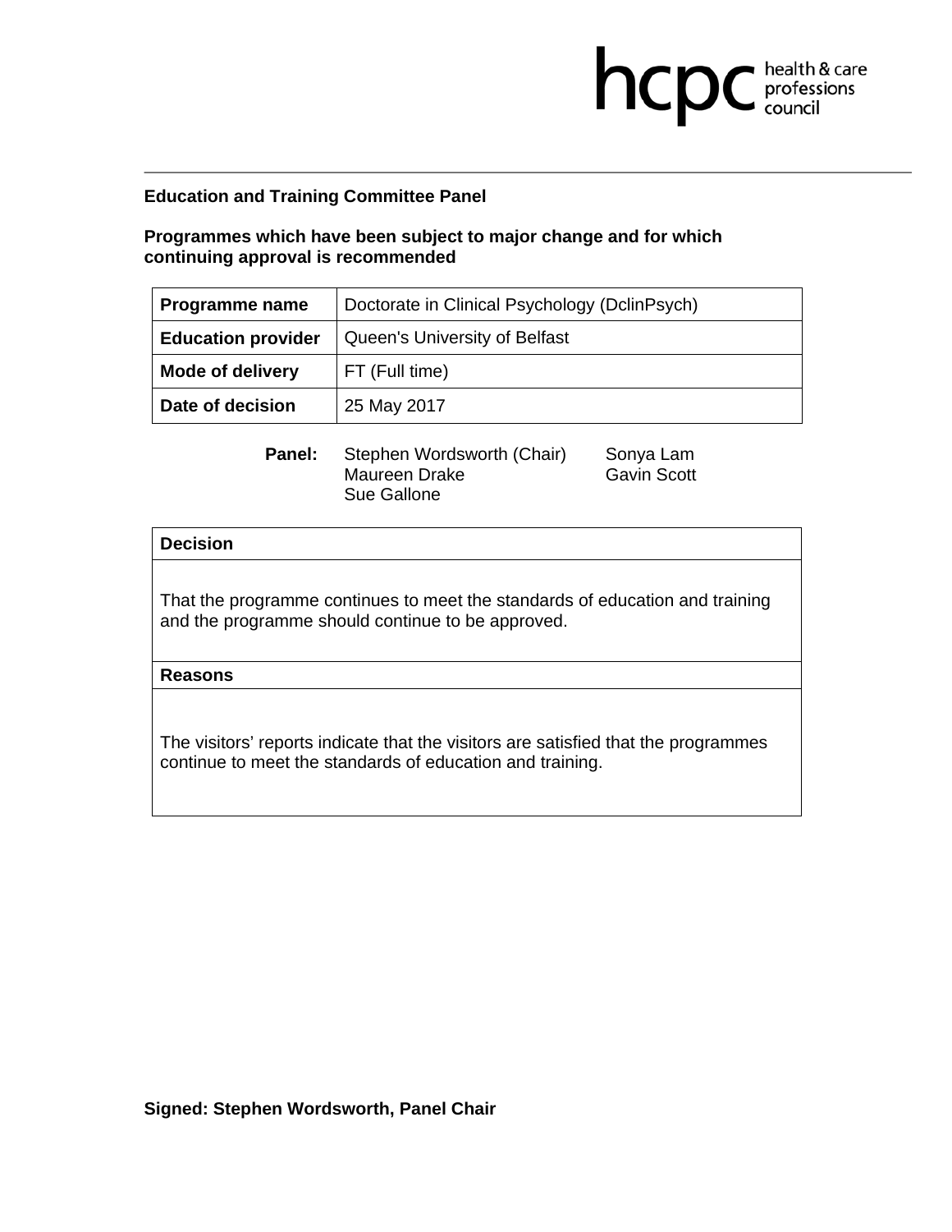hcpc health & care professions council

**Education and Training Committee Panel**

**Programmes which have been subject to major change and for which continuing approval is recommended**

| **Programme name** | Doctorate in Clinical Psychology (DclinPsych) |
|---|---|
| **Education provider** | Queen's University of Belfast |
| **Mode of delivery** | FT (Full time) |
| **Date of decision** | 25 May 2017 |

**Panel:** Stephen Wordsworth (Chair), Maureen Drake, Sue Gallone, Sonya Lam, Gavin Scott

| **Decision** |
|---|
| That the programme continues to meet the standards of education and training and the programme should continue to be approved. |
| **Reasons** |
| The visitors' reports indicate that the visitors are satisfied that the programmes continue to meet the standards of education and training. |

**Signed: Stephen Wordsworth, Panel Chair**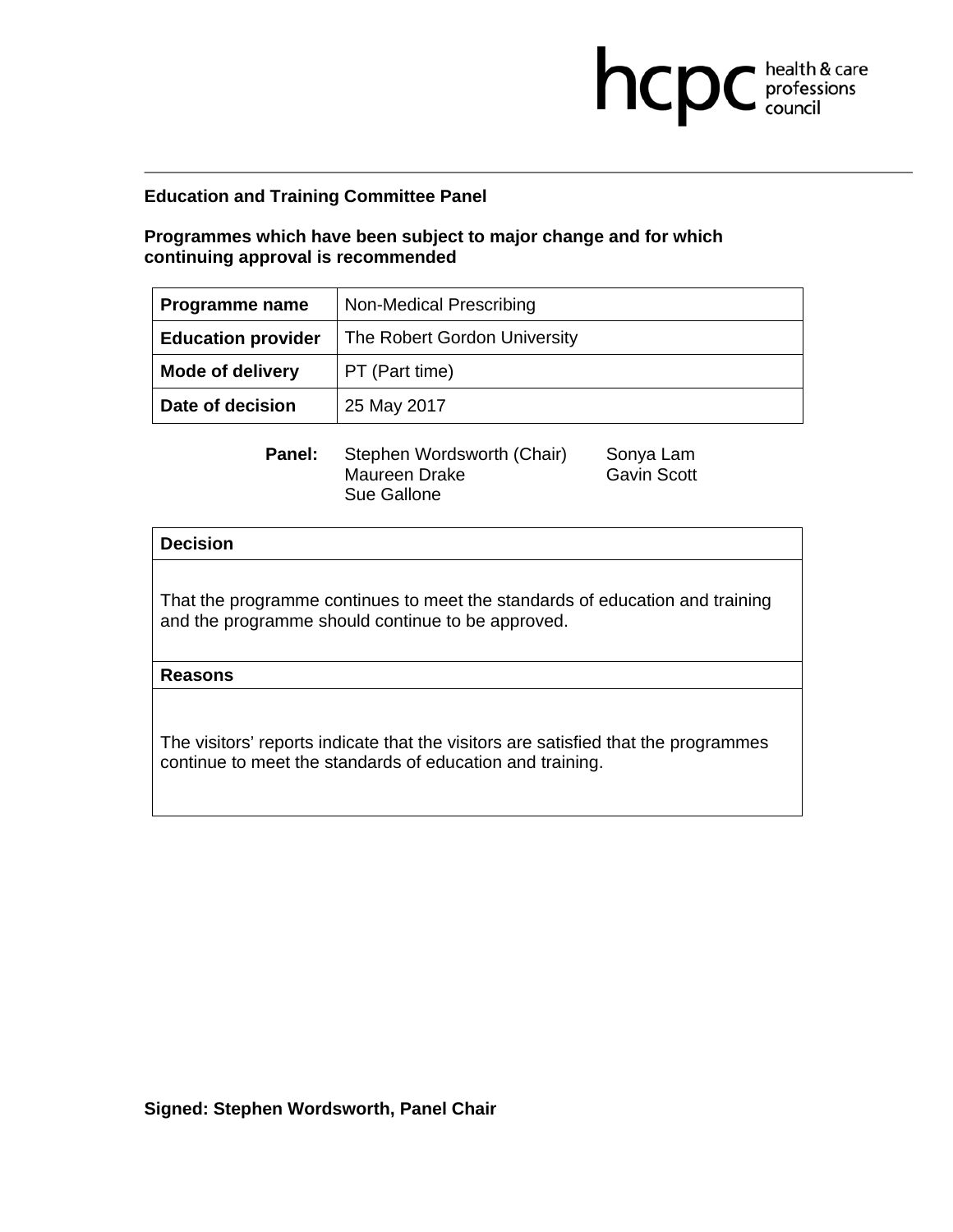**Education and Training Committee Panel**

**Programmes which have been subject to major change and for which continuing approval is recommended**

| **Programme name** | Non-Medical Prescribing |
|---|---|
| **Education provider** | The Robert Gordon University |
| **Mode of delivery** | PT (Part time) |
| **Date of decision** | 25 May 2017 |

**Panel:** Stephen Wordsworth (Chair), Maureen Drake, Sue Gallone, Sonya Lam, Gavin Scott

| **Decision** |
|---|
| That the programme continues to meet the standards of education and training and the programme should continue to be approved. |
| **Reasons** |
| The visitors' reports indicate that the visitors are satisfied that the programmes continue to meet the standards of education and training. |

**Signed: Stephen Wordsworth, Panel Chair**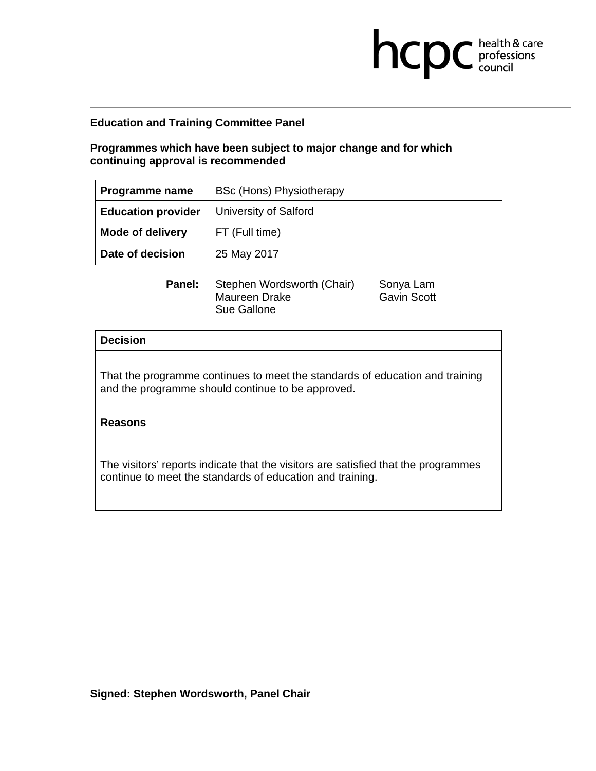hcpc health & care professions council

**Education and Training Committee Panel**

**Programmes which have been subject to major change and for which continuing approval is recommended**

| **Programme name** | BSc (Hons) Physiotherapy |
|---|---|
| **Education provider** | University of Salford |
| **Mode of delivery** | FT (Full time) |
| **Date of decision** | 25 May 2017 |

**Panel:** Stephen Wordsworth (Chair), Maureen Drake, Sue Gallone, Sonya Lam, Gavin Scott

| **Decision** |
|---|
| That the programme continues to meet the standards of education and training and the programme should continue to be approved. |
| **Reasons** |
| The visitors' reports indicate that the visitors are satisfied that the programmes continue to meet the standards of education and training. |

**Signed: Stephen Wordsworth, Panel Chair**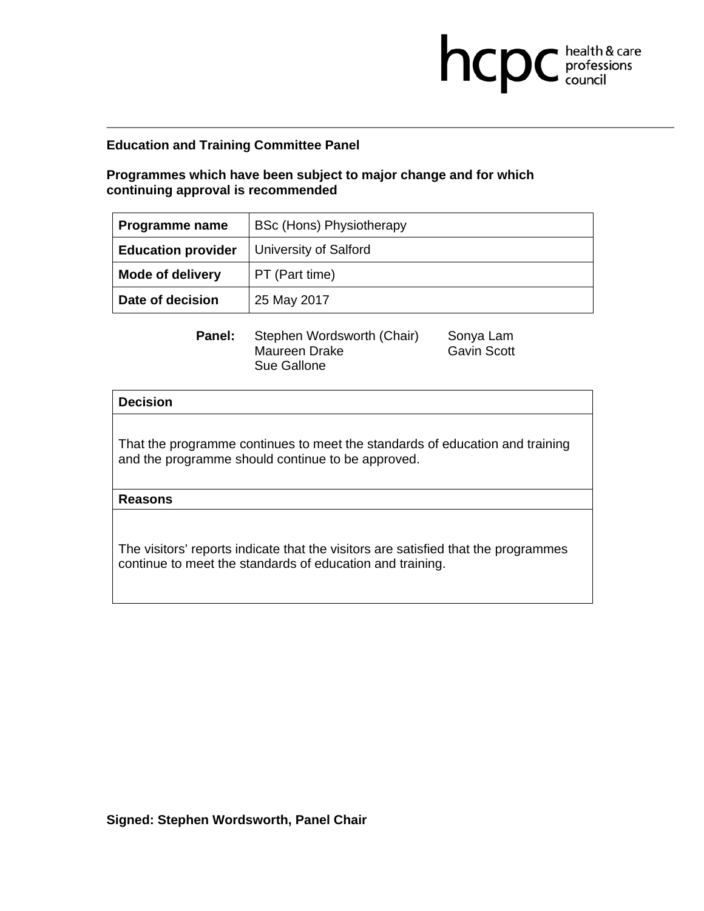hcpc health & care professions council

**Education and Training Committee Panel**

**Programmes which have been subject to major change and for which continuing approval is recommended**

| **Programme name** | BSc (Hons) Physiotherapy |
|---|---|
| **Education provider** | University of Salford |
| **Mode of delivery** | PT (Part time) |
| **Date of decision** | 25 May 2017 |

**Panel:** Stephen Wordsworth (Chair), Maureen Drake, Sue Gallone, Sonya Lam, Gavin Scott

| **Decision** |
|---|
| That the programme continues to meet the standards of education and training and the programme should continue to be approved. |
| **Reasons** |
| The visitors' reports indicate that the visitors are satisfied that the programmes continue to meet the standards of education and training. |

**Signed: Stephen Wordsworth, Panel Chair**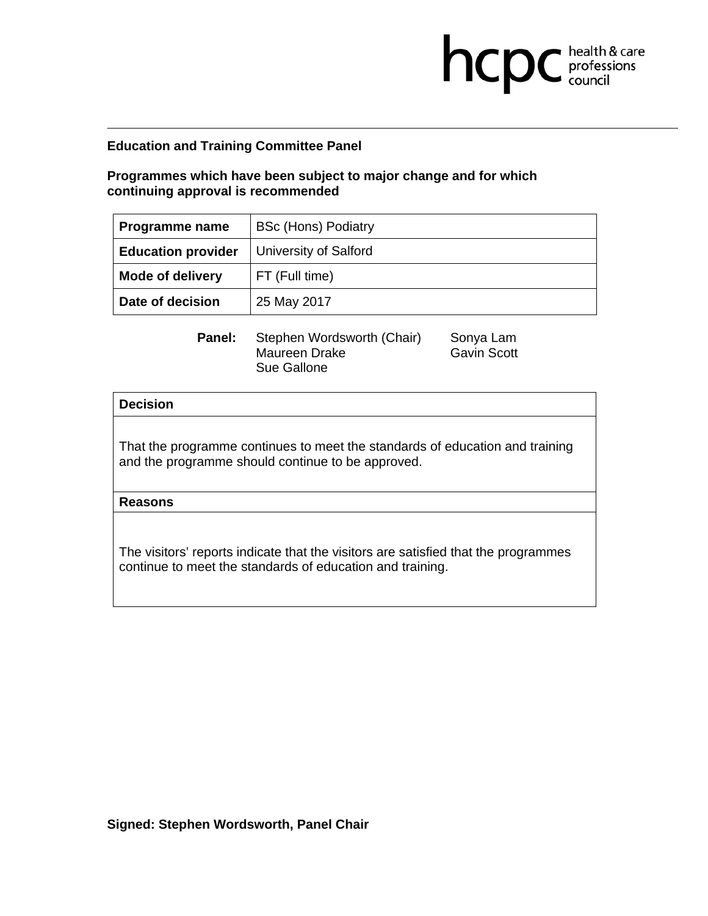**Education and Training Committee Panel**

**Programmes which have been subject to major change and for which continuing approval is recommended**

| **Programme name** | BSc (Hons) Podiatry |
|---|---|
| **Education provider** | University of Salford |
| **Mode of delivery** | FT (Full time) |
| **Date of decision** | 25 May 2017 |

**Panel:** Stephen Wordsworth (Chair), Maureen Drake, Sue Gallone, Sonya Lam, Gavin Scott

| **Decision** |
|---|
| That the programme continues to meet the standards of education and training and the programme should continue to be approved. |
| **Reasons** |
| The visitors' reports indicate that the visitors are satisfied that the programmes continue to meet the standards of education and training. |

**Signed: Stephen Wordsworth, Panel Chair**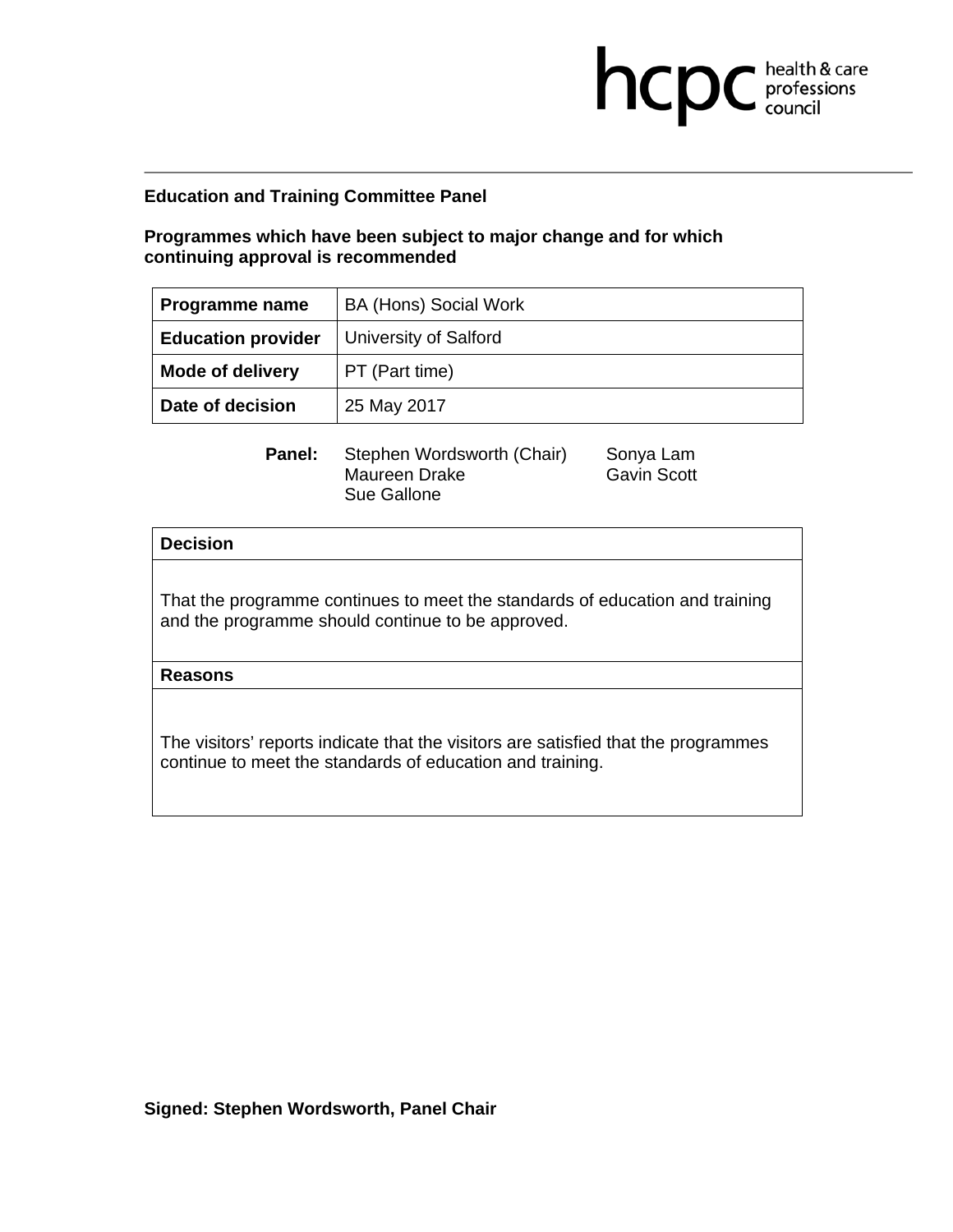hcpc health & care professions council

**Education and Training Committee Panel**

**Programmes which have been subject to major change and for which continuing approval is recommended**

| **Programme name** | BA (Hons) Social Work |
|---|---|
| **Education provider** | University of Salford |
| **Mode of delivery** | PT (Part time) |
| **Date of decision** | 25 May 2017 |

**Panel:** Stephen Wordsworth (Chair), Maureen Drake, Sue Gallone, Sonya Lam, Gavin Scott

| **Decision** |
|---|
| That the programme continues to meet the standards of education and training and the programme should continue to be approved. |
| **Reasons** |
| The visitors' reports indicate that the visitors are satisfied that the programmes continue to meet the standards of education and training. |

**Signed: Stephen Wordsworth, Panel Chair**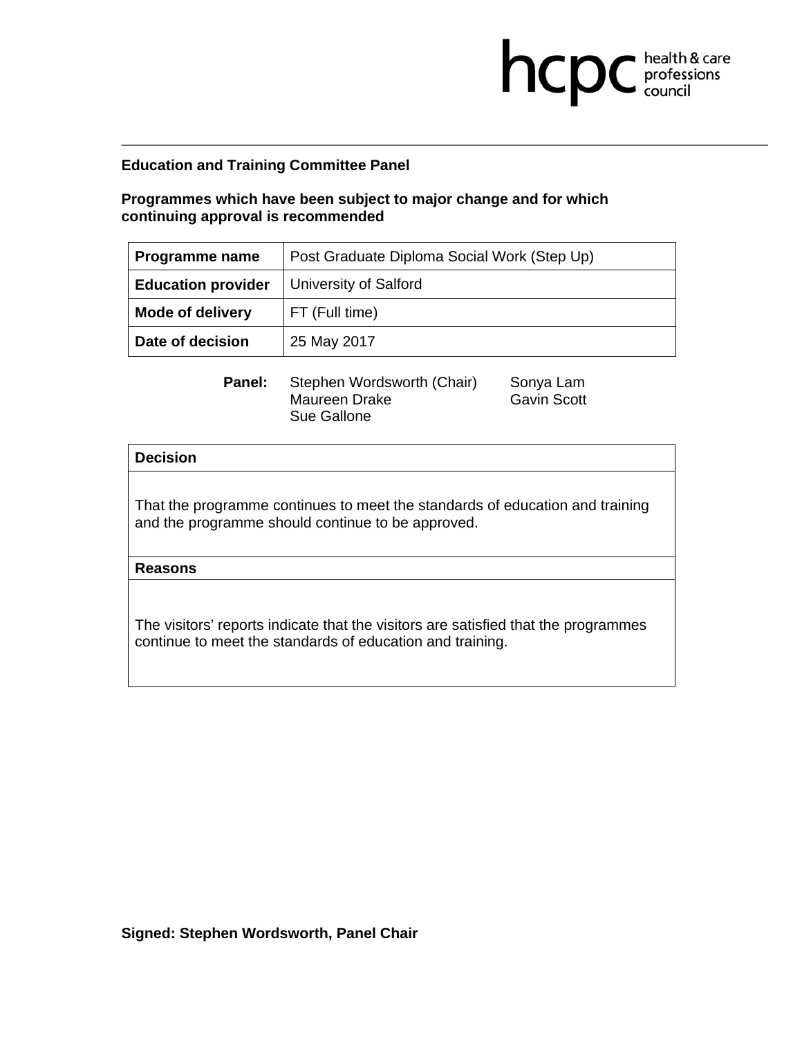**Education and Training Committee Panel**

**Programmes which have been subject to major change and for which continuing approval is recommended**

| **Programme name** | Post Graduate Diploma Social Work (Step Up) |
|---|---|
| **Education provider** | University of Salford |
| **Mode of delivery** | FT (Full time) |
| **Date of decision** | 25 May 2017 |

**Panel:** Stephen Wordsworth (Chair), Maureen Drake, Sue Gallone, Sonya Lam, Gavin Scott

| **Decision** |
|---|
| That the programme continues to meet the standards of education and training and the programme should continue to be approved. |
| **Reasons** |
| The visitors' reports indicate that the visitors are satisfied that the programmes continue to meet the standards of education and training. |

**Signed: Stephen Wordsworth, Panel Chair**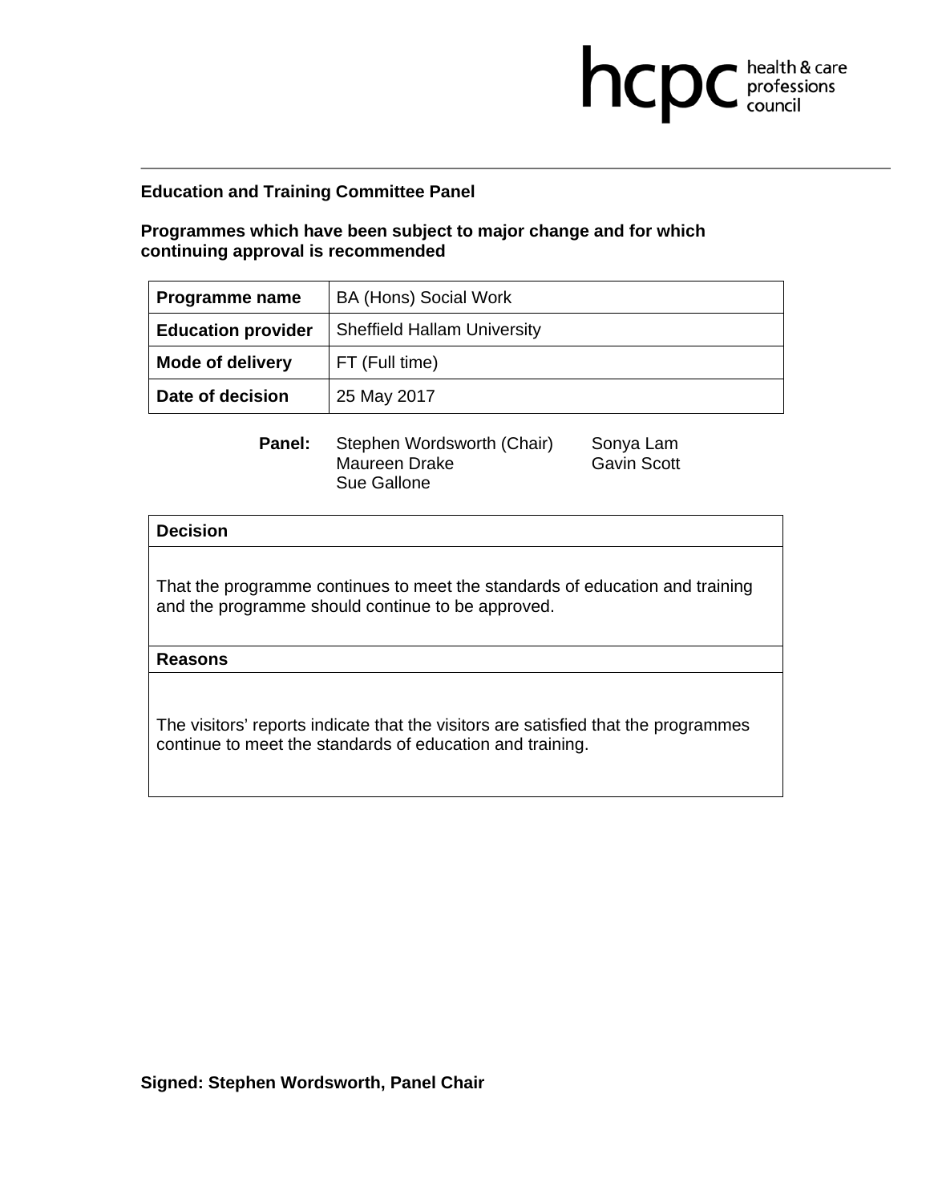hcpc health & care professions council

**Education and Training Committee Panel**

**Programmes which have been subject to major change and for which continuing approval is recommended**

| **Programme name** | BA (Hons) Social Work |
|---|---|
| **Education provider** | Sheffield Hallam University |
| **Mode of delivery** | FT (Full time) |
| **Date of decision** | 25 May 2017 |

**Panel:** Stephen Wordsworth (Chair), Maureen Drake, Sue Gallone, Sonya Lam, Gavin Scott

| **Decision** |
|---|
| That the programme continues to meet the standards of education and training and the programme should continue to be approved. |
| **Reasons** |
| The visitors' reports indicate that the visitors are satisfied that the programmes continue to meet the standards of education and training. |

**Signed: Stephen Wordsworth, Panel Chair**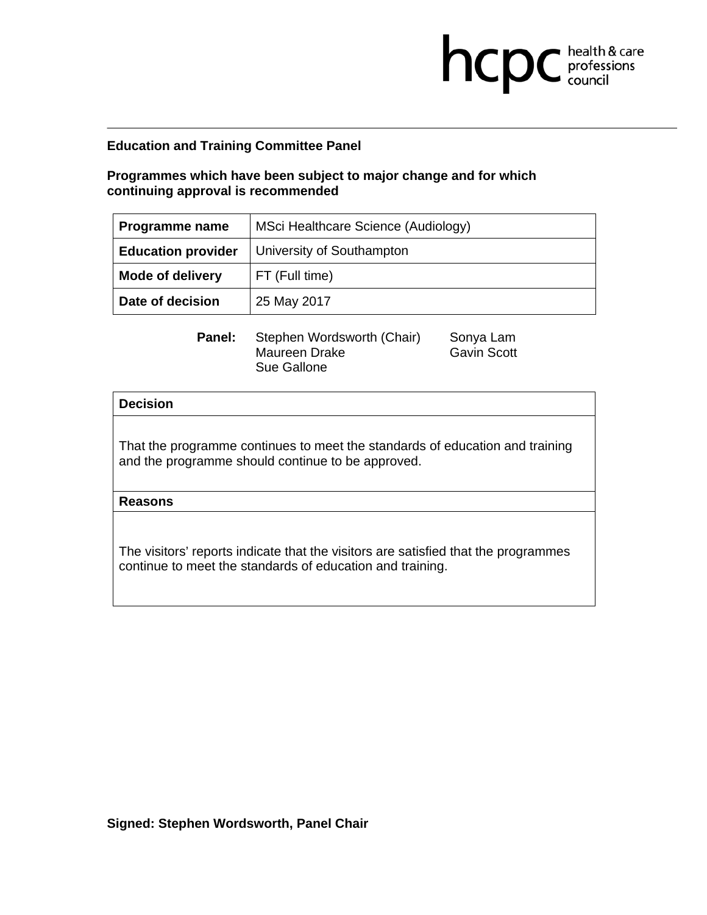hcpc health & care professions council

**Education and Training Committee Panel**

**Programmes which have been subject to major change and for which continuing approval is recommended**

| **Programme name** | MSci Healthcare Science (Audiology) |
|---|---|
| **Education provider** | University of Southampton |
| **Mode of delivery** | FT (Full time) |
| **Date of decision** | 25 May 2017 |

**Panel:** Stephen Wordsworth (Chair), Maureen Drake, Sue Gallone, Sonya Lam, Gavin Scott

| **Decision** |
|---|
| That the programme continues to meet the standards of education and training and the programme should continue to be approved. |
| **Reasons** |
| The visitors' reports indicate that the visitors are satisfied that the programmes continue to meet the standards of education and training. |

**Signed: Stephen Wordsworth, Panel Chair**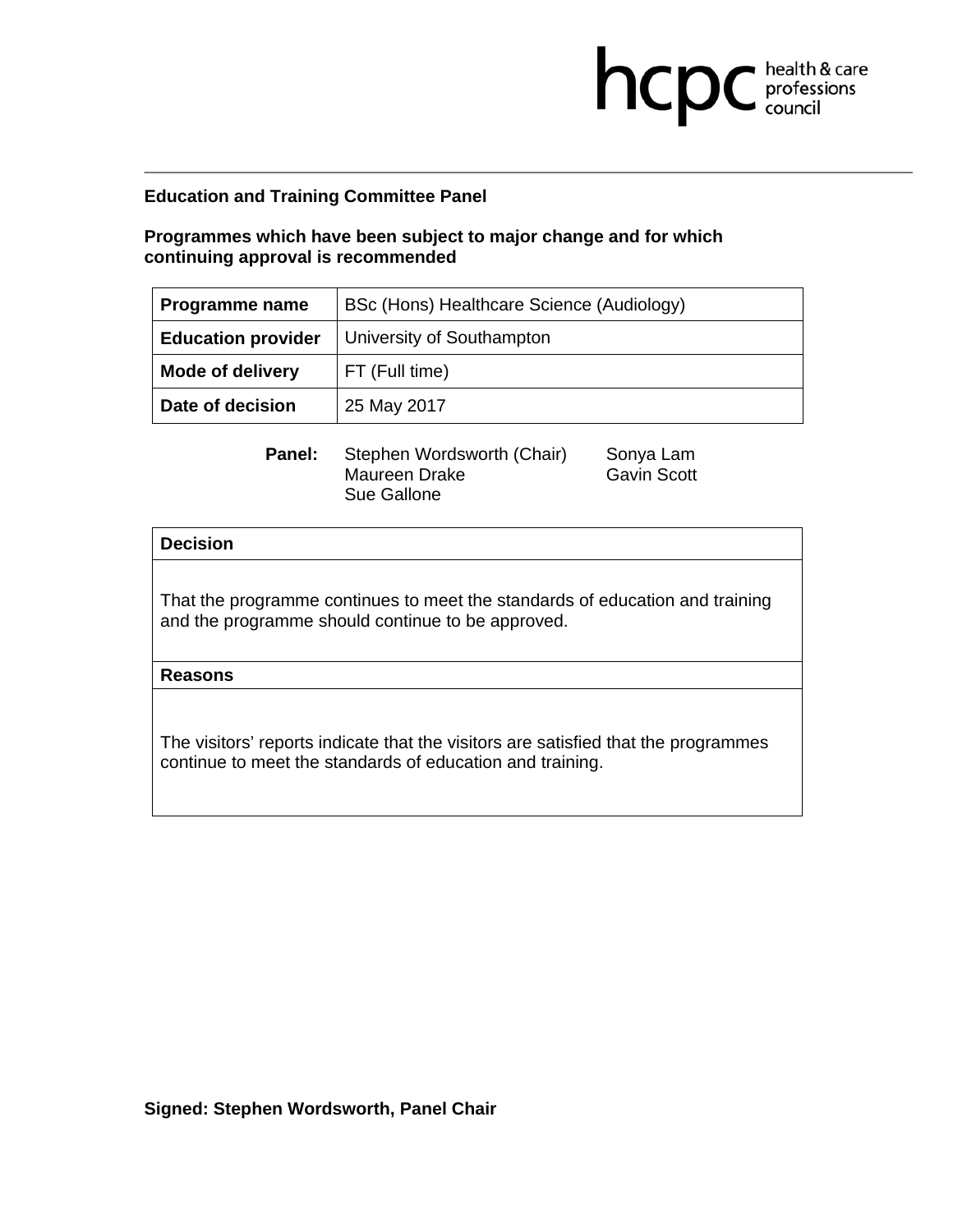hcpc health & care professions council

**Education and Training Committee Panel**

**Programmes which have been subject to major change and for which continuing approval is recommended**

| **Programme name** | BSc (Hons) Healthcare Science (Audiology) |
|---|---|
| **Education provider** | University of Southampton |
| **Mode of delivery** | FT (Full time) |
| **Date of decision** | 25 May 2017 |

**Panel:** Stephen Wordsworth (Chair), Maureen Drake, Sue Gallone, Sonya Lam, Gavin Scott

| **Decision** |
|---|
| That the programme continues to meet the standards of education and training and the programme should continue to be approved. |
| **Reasons** |
| The visitors' reports indicate that the visitors are satisfied that the programmes continue to meet the standards of education and training. |

**Signed: Stephen Wordsworth, Panel Chair**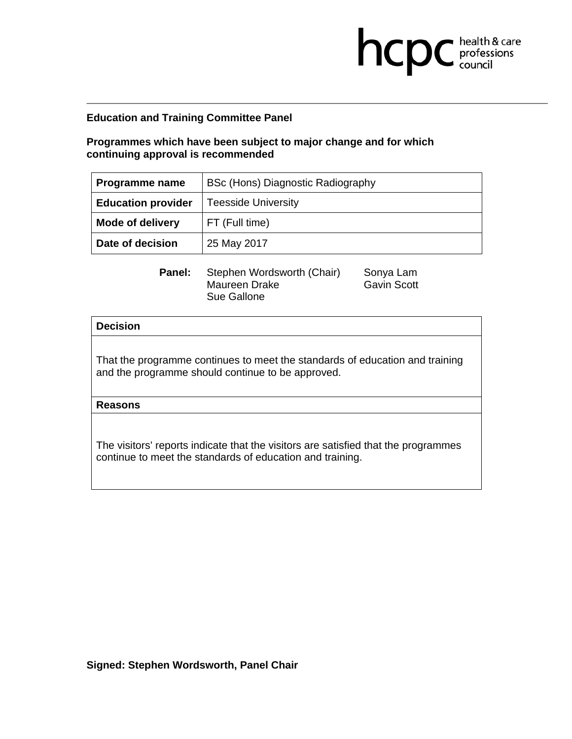**Education and Training Committee Panel**

**Programmes which have been subject to major change and for which continuing approval is recommended**

| **Programme name** | BSc (Hons) Diagnostic Radiography |
|---|---|
| **Education provider** | Teesside University |
| **Mode of delivery** | FT (Full time) |
| **Date of decision** | 25 May 2017 |

**Panel:** Stephen Wordsworth (Chair), Maureen Drake, Sue Gallone, Sonya Lam, Gavin Scott

| **Decision** |
|---|
| That the programme continues to meet the standards of education and training and the programme should continue to be approved. |
| **Reasons** |
| The visitors' reports indicate that the visitors are satisfied that the programmes continue to meet the standards of education and training. |

**Signed: Stephen Wordsworth, Panel Chair**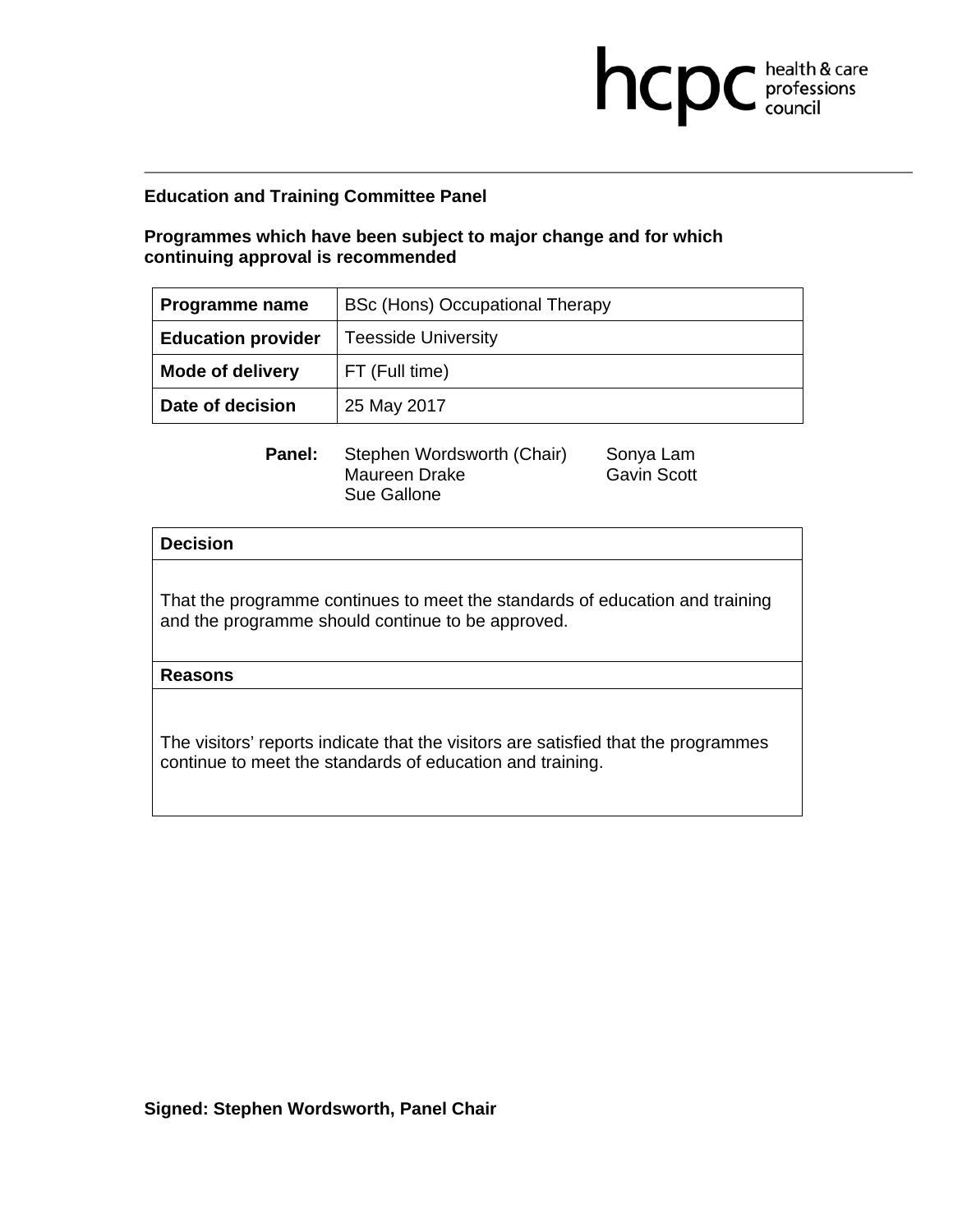**Education and Training Committee Panel**

**Programmes which have been subject to major change and for which continuing approval is recommended**

| **Programme name** | BSc (Hons) Occupational Therapy |
|---|---|
| **Education provider** | Teesside University |
| **Mode of delivery** | FT (Full time) |
| **Date of decision** | 25 May 2017 |

**Panel:** Stephen Wordsworth (Chair), Maureen Drake, Sue Gallone, Sonya Lam, Gavin Scott

| **Decision** |
|---|
| That the programme continues to meet the standards of education and training and the programme should continue to be approved. |
| **Reasons** |
| The visitors' reports indicate that the visitors are satisfied that the programmes continue to meet the standards of education and training. |

**Signed: Stephen Wordsworth, Panel Chair**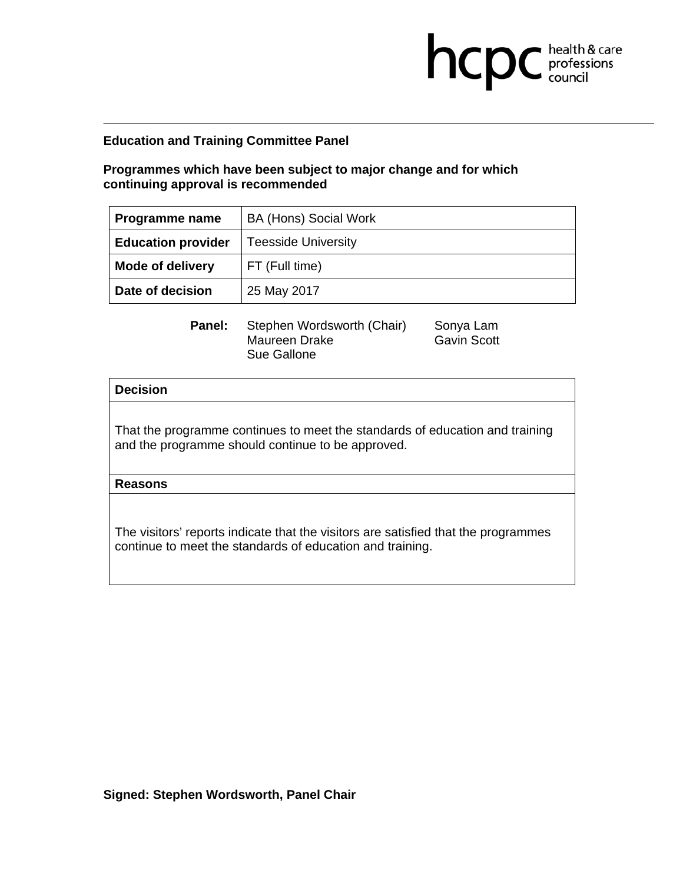**Education and Training Committee Panel**

**Programmes which have been subject to major change and for which continuing approval is recommended**

| **Programme name** | BA (Hons) Social Work |
|---|---|
| **Education provider** | Teesside University |
| **Mode of delivery** | FT (Full time) |
| **Date of decision** | 25 May 2017 |

**Panel:** Stephen Wordsworth (Chair), Maureen Drake, Sue Gallone, Sonya Lam, Gavin Scott

| **Decision** |
|---|
| That the programme continues to meet the standards of education and training and the programme should continue to be approved. |
| **Reasons** |
| The visitors' reports indicate that the visitors are satisfied that the programmes continue to meet the standards of education and training. |

**Signed: Stephen Wordsworth, Panel Chair**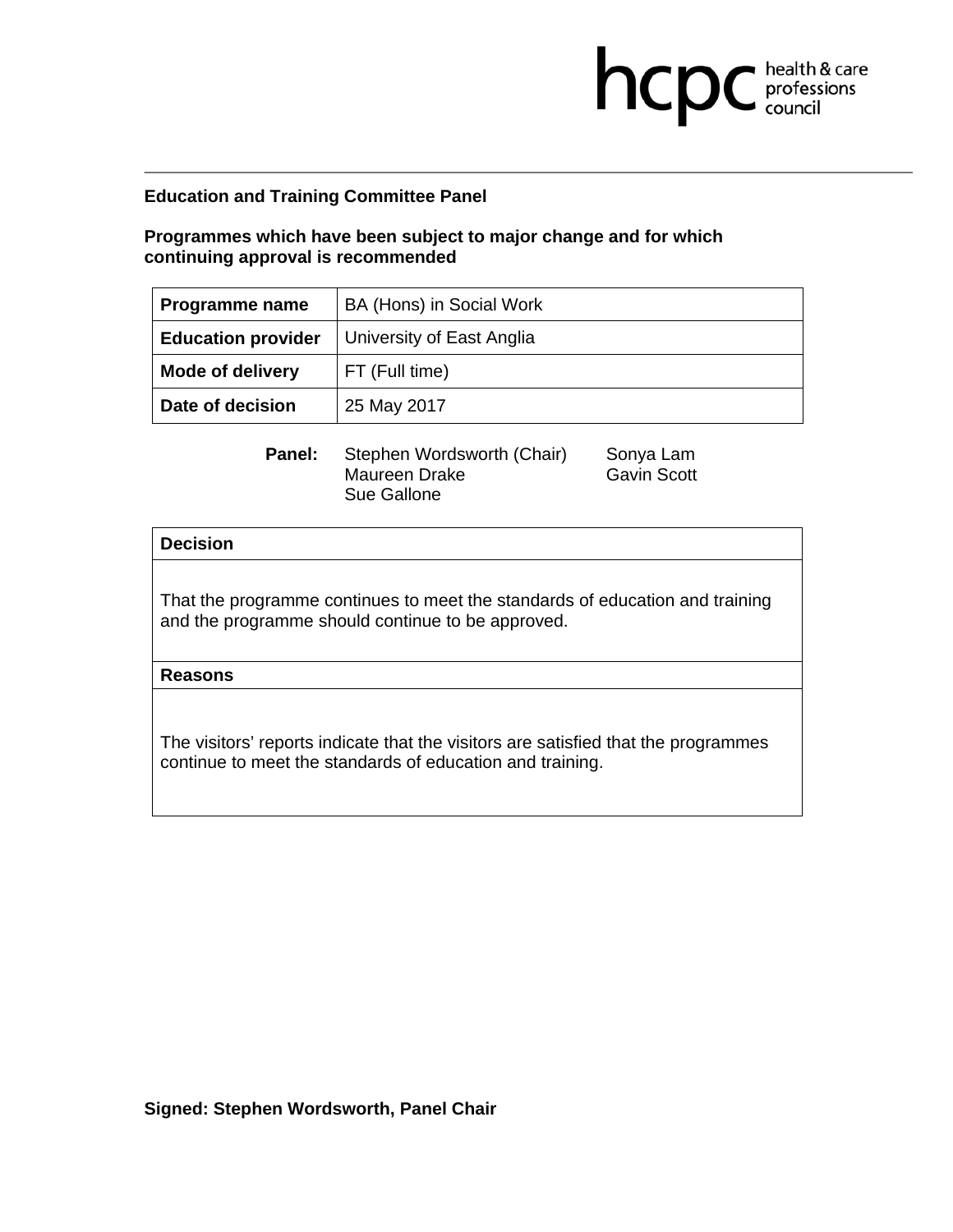**Education and Training Committee Panel**

**Programmes which have been subject to major change and for which continuing approval is recommended**

| **Programme name** | BA (Hons) in Social Work |
|---|---|
| **Education provider** | University of East Anglia |
| **Mode of delivery** | FT (Full time) |
| **Date of decision** | 25 May 2017 |

**Panel:** Stephen Wordsworth (Chair), Maureen Drake, Sue Gallone, Sonya Lam, Gavin Scott

| **Decision** |
|---|
| That the programme continues to meet the standards of education and training and the programme should continue to be approved. |
| **Reasons** |
| The visitors' reports indicate that the visitors are satisfied that the programmes continue to meet the standards of education and training. |

**Signed: Stephen Wordsworth, Panel Chair**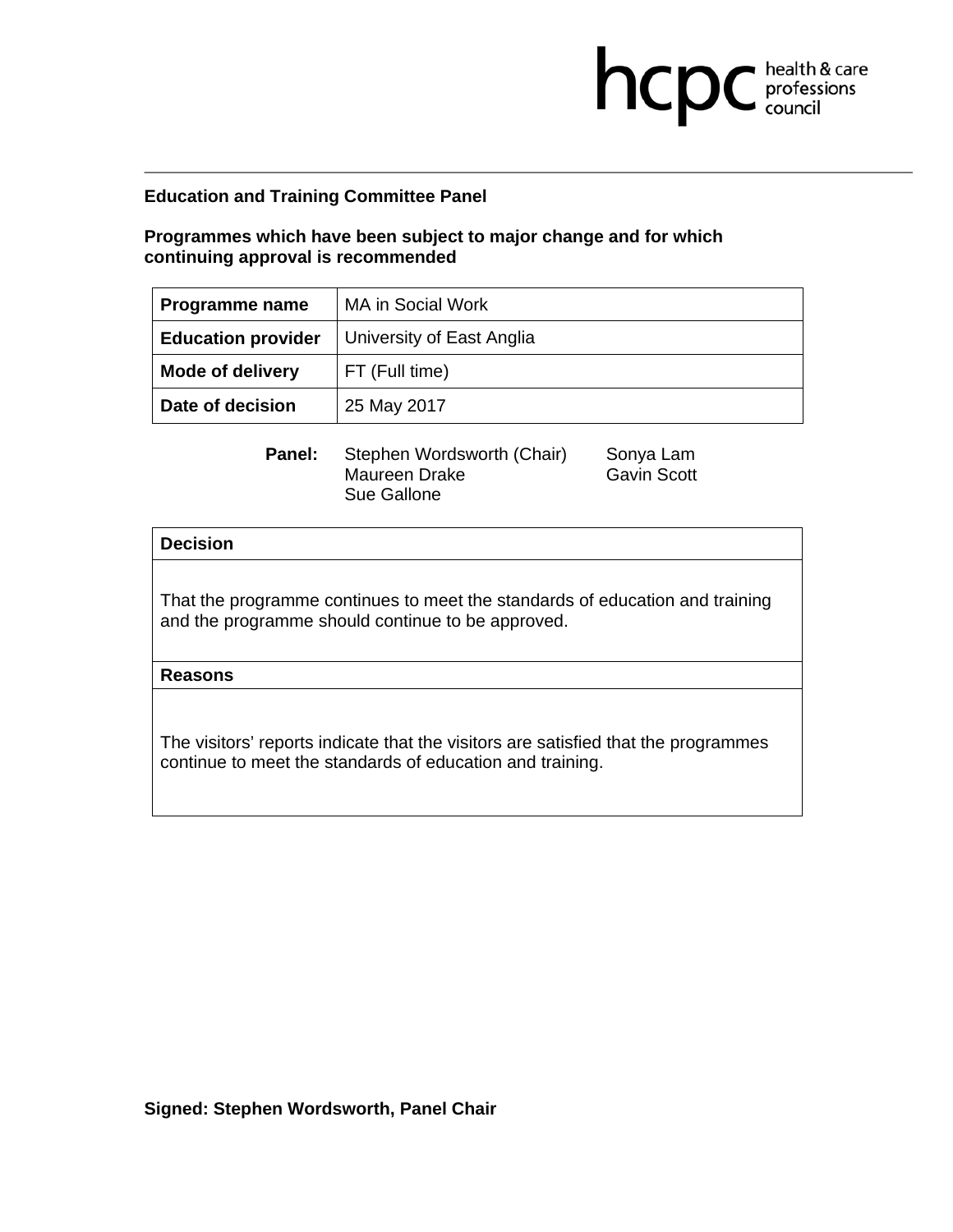**Education and Training Committee Panel**

**Programmes which have been subject to major change and for which continuing approval is recommended**

| **Programme name** | MA in Social Work |
|---|---|
| **Education provider** | University of East Anglia |
| **Mode of delivery** | FT (Full time) |
| **Date of decision** | 25 May 2017 |

**Panel:** Stephen Wordsworth (Chair), Maureen Drake, Sue Gallone, Sonya Lam, Gavin Scott

| **Decision** |
|---|
| That the programme continues to meet the standards of education and training and the programme should continue to be approved. |
| **Reasons** |
| The visitors' reports indicate that the visitors are satisfied that the programmes continue to meet the standards of education and training. |

**Signed: Stephen Wordsworth, Panel Chair**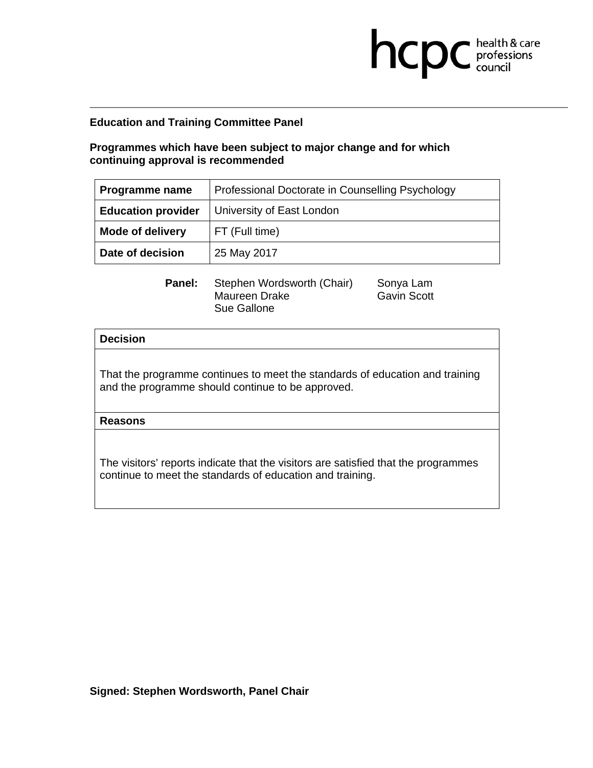**Education and Training Committee Panel**

**Programmes which have been subject to major change and for which continuing approval is recommended**

| **Programme name** | Professional Doctorate in Counselling Psychology |
|---|---|
| **Education provider** | University of East London |
| **Mode of delivery** | FT (Full time) |
| **Date of decision** | 25 May 2017 |

**Panel:** Stephen Wordsworth (Chair), Maureen Drake, Sue Gallone, Sonya Lam, Gavin Scott

| **Decision** |
|---|
| That the programme continues to meet the standards of education and training and the programme should continue to be approved. |
| **Reasons** |
| The visitors' reports indicate that the visitors are satisfied that the programmes continue to meet the standards of education and training. |

**Signed: Stephen Wordsworth, Panel Chair**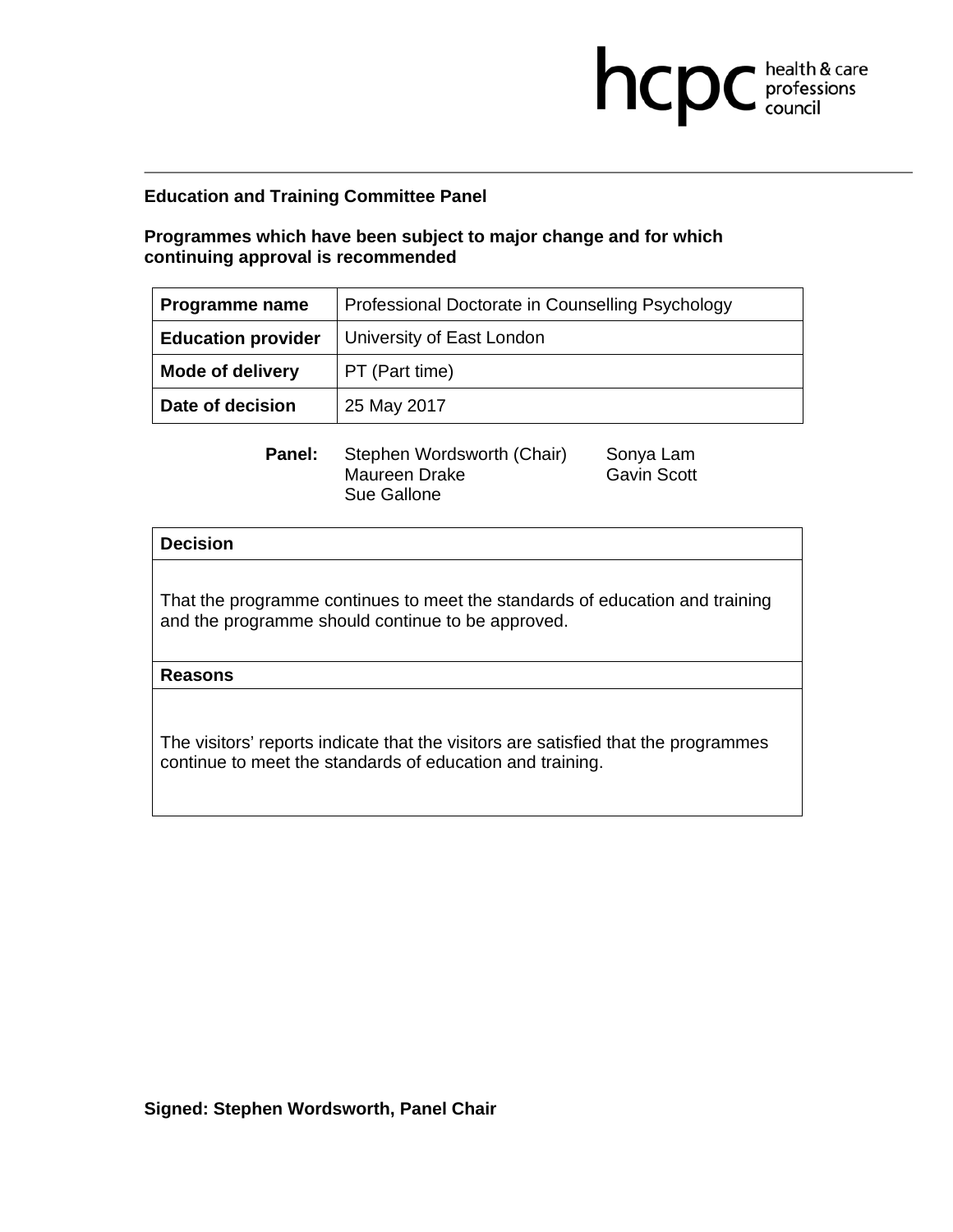**Education and Training Committee Panel**

**Programmes which have been subject to major change and for which continuing approval is recommended**

| **Programme name** | Professional Doctorate in Counselling Psychology |
|---|---|
| **Education provider** | University of East London |
| **Mode of delivery** | PT (Part time) |
| **Date of decision** | 25 May 2017 |

**Panel:** Stephen Wordsworth (Chair), Maureen Drake, Sue Gallone, Sonya Lam, Gavin Scott

| **Decision** |
|---|
| That the programme continues to meet the standards of education and training and the programme should continue to be approved. |
| **Reasons** |
| The visitors' reports indicate that the visitors are satisfied that the programmes continue to meet the standards of education and training. |

**Signed: Stephen Wordsworth, Panel Chair**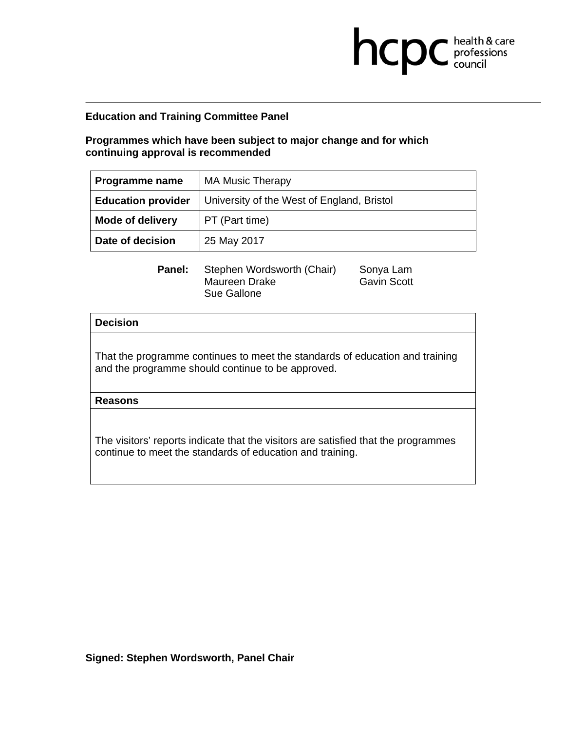**Education and Training Committee Panel**

**Programmes which have been subject to major change and for which continuing approval is recommended**

| **Programme name** | MA Music Therapy |
|---|---|
| **Education provider** | University of the West of England, Bristol |
| **Mode of delivery** | PT (Part time) |
| **Date of decision** | 25 May 2017 |

**Panel:** Stephen Wordsworth (Chair), Maureen Drake, Sue Gallone, Sonya Lam, Gavin Scott

| **Decision** |
|---|
| That the programme continues to meet the standards of education and training and the programme should continue to be approved. |
| **Reasons** |
| The visitors' reports indicate that the visitors are satisfied that the programmes continue to meet the standards of education and training. |

**Signed: Stephen Wordsworth, Panel Chair**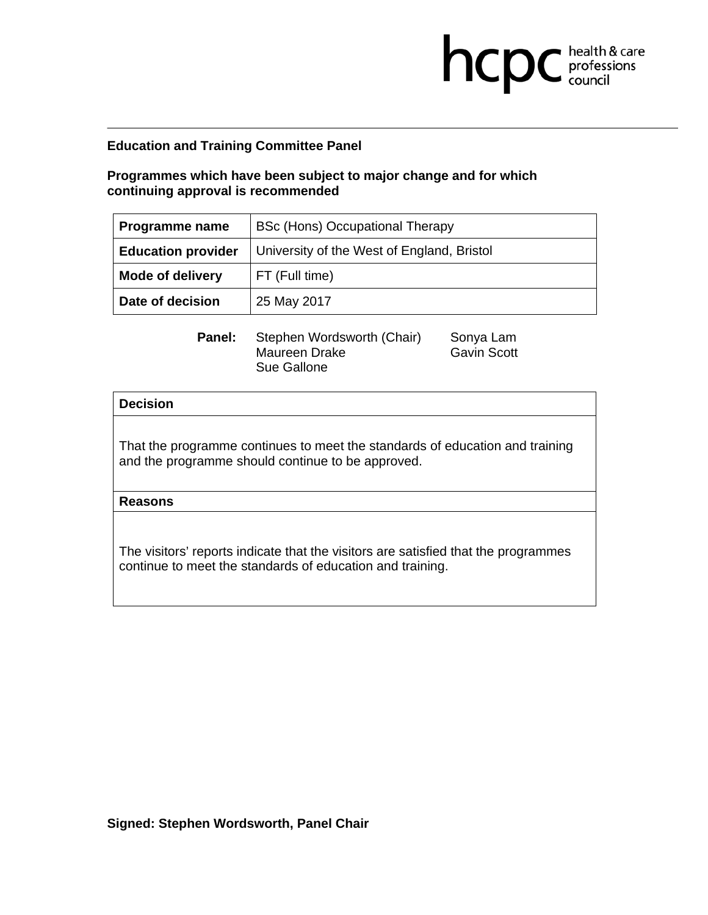**Education and Training Committee Panel**

**Programmes which have been subject to major change and for which continuing approval is recommended**

| **Programme name** | BSc (Hons) Occupational Therapy |
|---|---|
| **Education provider** | University of the West of England, Bristol |
| **Mode of delivery** | FT (Full time) |
| **Date of decision** | 25 May 2017 |

**Panel:** Stephen Wordsworth (Chair), Maureen Drake, Sue Gallone, Sonya Lam, Gavin Scott

| **Decision** |
|---|
| That the programme continues to meet the standards of education and training and the programme should continue to be approved. |
| **Reasons** |
| The visitors' reports indicate that the visitors are satisfied that the programmes continue to meet the standards of education and training. |

**Signed: Stephen Wordsworth, Panel Chair**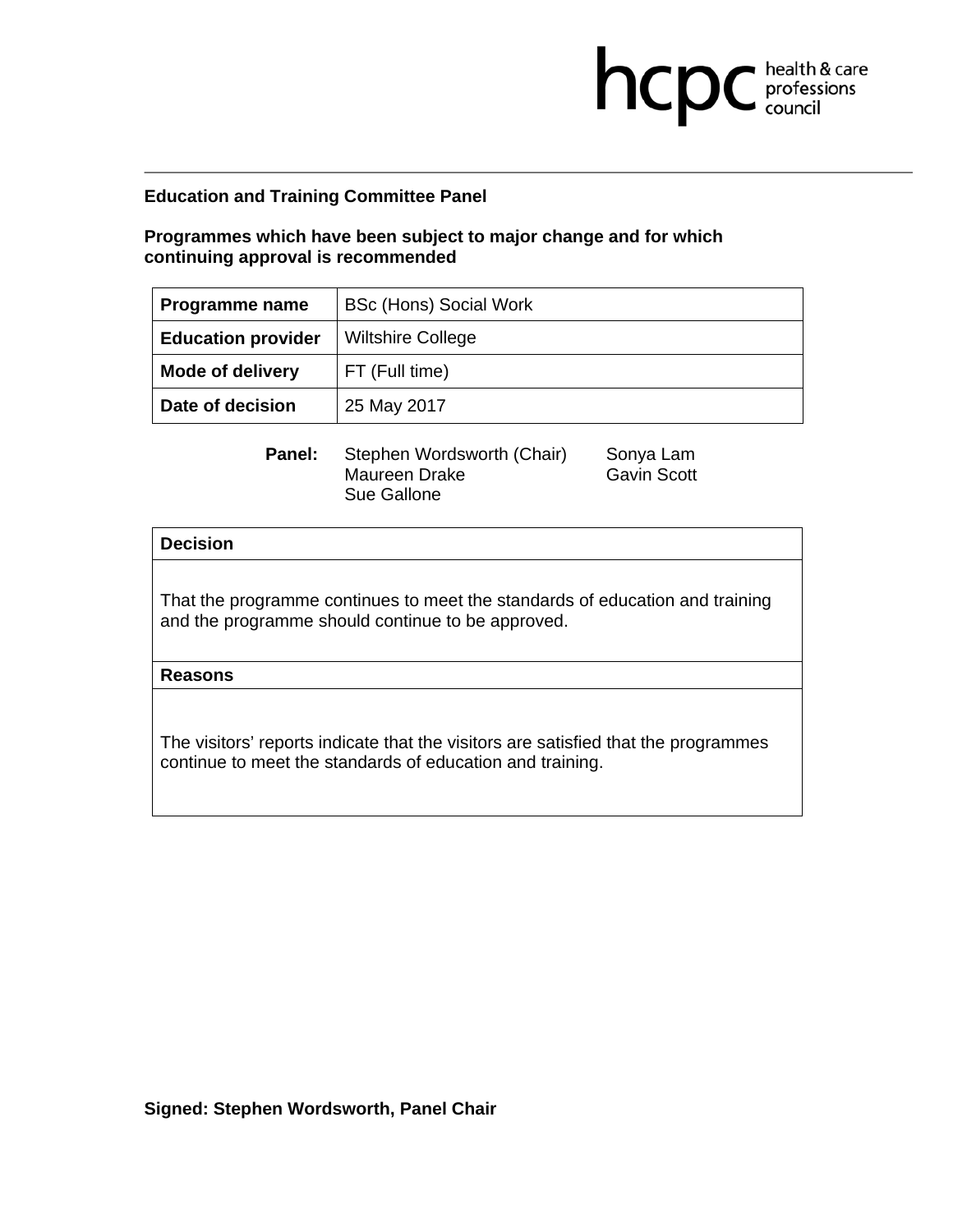**hcpc** health & care professions council

---

**Education and Training Committee Panel**

**Programmes which have been subject to major change and for which continuing approval is recommended**

| **Programme name** | BSc (Hons) Social Work |
|---|---|
| **Education provider** | Wiltshire College |
| **Mode of delivery** | FT (Full time) |
| **Date of decision** | 25 May 2017 |

**Panel:** Stephen Wordsworth (Chair), Maureen Drake, Sue Gallone, Sonya Lam, Gavin Scott

| **Decision** |
|---|
| That the programme continues to meet the standards of education and training and the programme should continue to be approved. |
| **Reasons** |
| The visitors' reports indicate that the visitors are satisfied that the programmes continue to meet the standards of education and training. |

**Signed: Stephen Wordsworth, Panel Chair**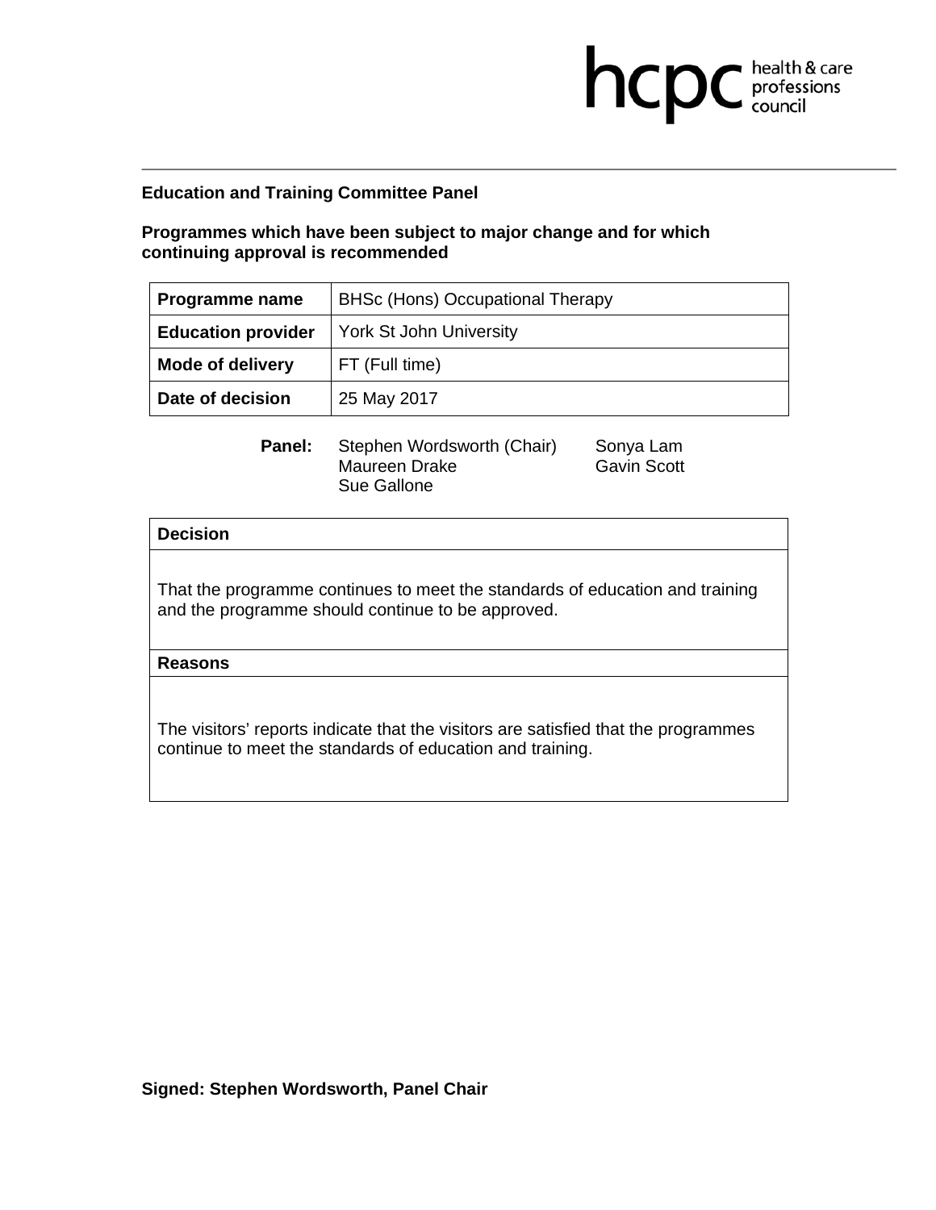**Education and Training Committee Panel**

**Programmes which have been subject to major change and for which continuing approval is recommended**

| | |
|---|---|
| **Programme name** | BHSc (Hons) Occupational Therapy |
| **Education provider** | York St John University |
| **Mode of delivery** | FT (Full time) |
| **Date of decision** | 25 May 2017 |

**Panel:** Stephen Wordsworth (Chair), Maureen Drake, Sue Gallone, Sonya Lam, Gavin Scott

| **Decision** |
|---|
| That the programme continues to meet the standards of education and training and the programme should continue to be approved. |
| **Reasons** |
| The visitors' reports indicate that the visitors are satisfied that the programmes continue to meet the standards of education and training. |

**Signed: Stephen Wordsworth, Panel Chair**